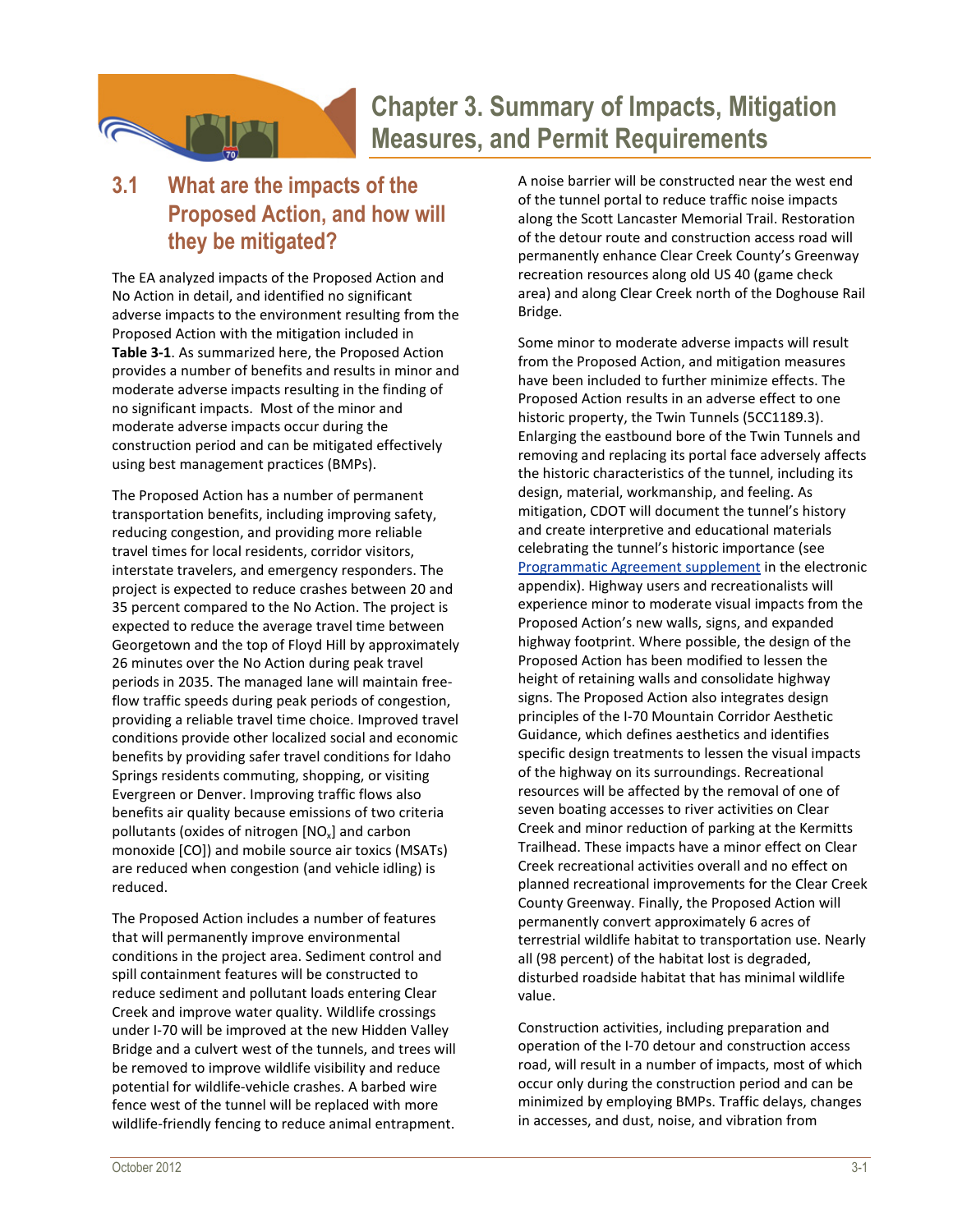# Chapter 3. Summary of Impacts, Mitigation Measures, and Permit Requirements

## 3.1 What are the impacts of the Proposed Action, and how will they be mitigated?

The EA analyzed impacts of the Proposed Action and No Action in detail, and identified no significant adverse impacts to the environment resulting from the Proposed Action with the mitigation included in **Table 3-1**. As summarized here, the Proposed Action provides a number of benefits and results in minor and moderate adverse impacts resulting in the finding of no significant impacts. Most of the minor and moderate adverse impacts occur during the construction period and can be mitigated effectively using best management practices (BMPs).

The Proposed Action has a number of permanent transportation benefits, including improving safety, reducing congestion, and providing more reliable travel times for local residents, corridor visitors, interstate travelers, and emergency responders. The project is expected to reduce crashes between 20 and 35 percent compared to the No Action. The project is expected to reduce the average travel time between Georgetown and the top of Floyd Hill by approximately 26 minutes over the No Action during peak travel periods in 2035. The managed lane will maintain free-flow traffic speeds during peak periods of congestion, providing a reliable travel time choice. Improved travel conditions provide other localized social and economic benefits by providing safer travel conditions for Idaho Springs residents commuting, shopping, or visiting Evergreen or Denver. Improving traffic flows also benefits air quality because emissions of two criteria pollutants (oxides of nitrogen [$NO_x$] and carbon monoxide [CO]) and mobile source air toxics (MSATs) are reduced when congestion (and vehicle idling) is reduced.

The Proposed Action includes a number of features that will permanently improve environmental conditions in the project area. Sediment control and spill containment features will be constructed to reduce sediment and pollutant loads entering Clear Creek and improve water quality. Wildlife crossings under I-70 will be improved at the new Hidden Valley Bridge and a culvert west of the tunnels, and trees will be removed to improve wildlife visibility and reduce potential for wildlife-vehicle crashes. A barbed wire fence west of the tunnel will be replaced with more wildlife-friendly fencing to reduce animal entrapment.

A noise barrier will be constructed near the west end of the tunnel portal to reduce traffic noise impacts along the Scott Lancaster Memorial Trail. Restoration of the detour route and construction access road will permanently enhance Clear Creek County's Greenway recreation resources along old US 40 (game check area) and along Clear Creek north of the Doghouse Rail Bridge.

Some minor to moderate adverse impacts will result from the Proposed Action, and mitigation measures have been included to further minimize effects. The Proposed Action results in an adverse effect to one historic property, the Twin Tunnels (5CC1189.3). Enlarging the eastbound bore of the Twin Tunnels and removing and replacing its portal face adversely affects the historic characteristics of the tunnel, including its design, material, workmanship, and feeling. As mitigation, CDOT will document the tunnel's history and create interpretive and educational materials celebrating the tunnel's historic importance (see Programmatic Agreement supplement in the electronic appendix). Highway users and recreationalists will experience minor to moderate visual impacts from the Proposed Action's new walls, signs, and expanded highway footprint. Where possible, the design of the Proposed Action has been modified to lessen the height of retaining walls and consolidate highway signs. The Proposed Action also integrates design principles of the I-70 Mountain Corridor Aesthetic Guidance, which defines aesthetics and identifies specific design treatments to lessen the visual impacts of the highway on its surroundings. Recreational resources will be affected by the removal of one of seven boating accesses to river activities on Clear Creek and minor reduction of parking at the Kermitts Trailhead. These impacts have a minor effect on Clear Creek recreational activities overall and no effect on planned recreational improvements for the Clear Creek County Greenway. Finally, the Proposed Action will permanently convert approximately 6 acres of terrestrial wildlife habitat to transportation use. Nearly all (98 percent) of the habitat lost is degraded, disturbed roadside habitat that has minimal wildlife value.

Construction activities, including preparation and operation of the I-70 detour and construction access road, will result in a number of impacts, most of which occur only during the construction period and can be minimized by employing BMPs. Traffic delays, changes in accesses, and dust, noise, and vibration from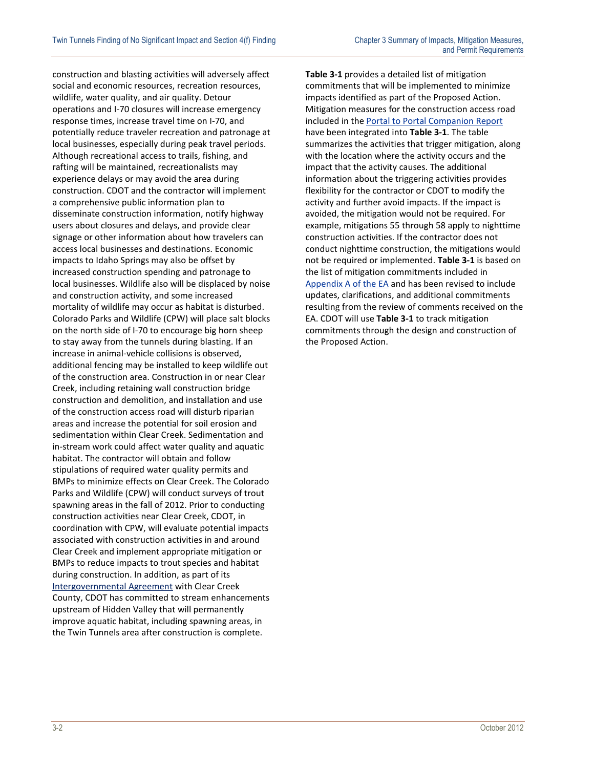construction and blasting activities will adversely affect social and economic resources, recreation resources, wildlife, water quality, and air quality. Detour operations and I-70 closures will increase emergency response times, increase travel time on I-70, and potentially reduce traveler recreation and patronage at local businesses, especially during peak travel periods. Although recreational access to trails, fishing, and rafting will be maintained, recreationalists may experience delays or may avoid the area during construction. CDOT and the contractor will implement a comprehensive public information plan to disseminate construction information, notify highway users about closures and delays, and provide clear signage or other information about how travelers can access local businesses and destinations. Economic impacts to Idaho Springs may also be offset by increased construction spending and patronage to local businesses. Wildlife also will be displaced by noise and construction activity, and some increased mortality of wildlife may occur as habitat is disturbed. Colorado Parks and Wildlife (CPW) will place salt blocks on the north side of I-70 to encourage big horn sheep to stay away from the tunnels during blasting. If an increase in animal-vehicle collisions is observed, additional fencing may be installed to keep wildlife out of the construction area. Construction in or near Clear Creek, including retaining wall construction bridge construction and demolition, and installation and use of the construction access road will disturb riparian areas and increase the potential for soil erosion and sedimentation within Clear Creek. Sedimentation and in-stream work could affect water quality and aquatic habitat. The contractor will obtain and follow stipulations of required water quality permits and BMPs to minimize effects on Clear Creek. The Colorado Parks and Wildlife (CPW) will conduct surveys of trout spawning areas in the fall of 2012. Prior to conducting construction activities near Clear Creek, CDOT, in coordination with CPW, will evaluate potential impacts associated with construction activities in and around Clear Creek and implement appropriate mitigation or BMPs to reduce impacts to trout species and habitat during construction. In addition, as part of its Intergovernmental Agreement with Clear Creek County, CDOT has committed to stream enhancements upstream of Hidden Valley that will permanently improve aquatic habitat, including spawning areas, in the Twin Tunnels area after construction is complete.

**Table 3-1** provides a detailed list of mitigation commitments that will be implemented to minimize impacts identified as part of the Proposed Action. Mitigation measures for the construction access road included in the Portal to Portal Companion Report have been integrated into **Table 3-1**. The table summarizes the activities that trigger mitigation, along with the location where the activity occurs and the impact that the activity causes. The additional information about the triggering activities provides flexibility for the contractor or CDOT to modify the activity and further avoid impacts. If the impact is avoided, the mitigation would not be required. For example, mitigations 55 through 58 apply to nighttime construction activities. If the contractor does not conduct nighttime construction, the mitigations would not be required or implemented. **Table 3-1** is based on the list of mitigation commitments included in Appendix A of the EA and has been revised to include updates, clarifications, and additional commitments resulting from the review of comments received on the EA. CDOT will use **Table 3-1** to track mitigation commitments through the design and construction of the Proposed Action.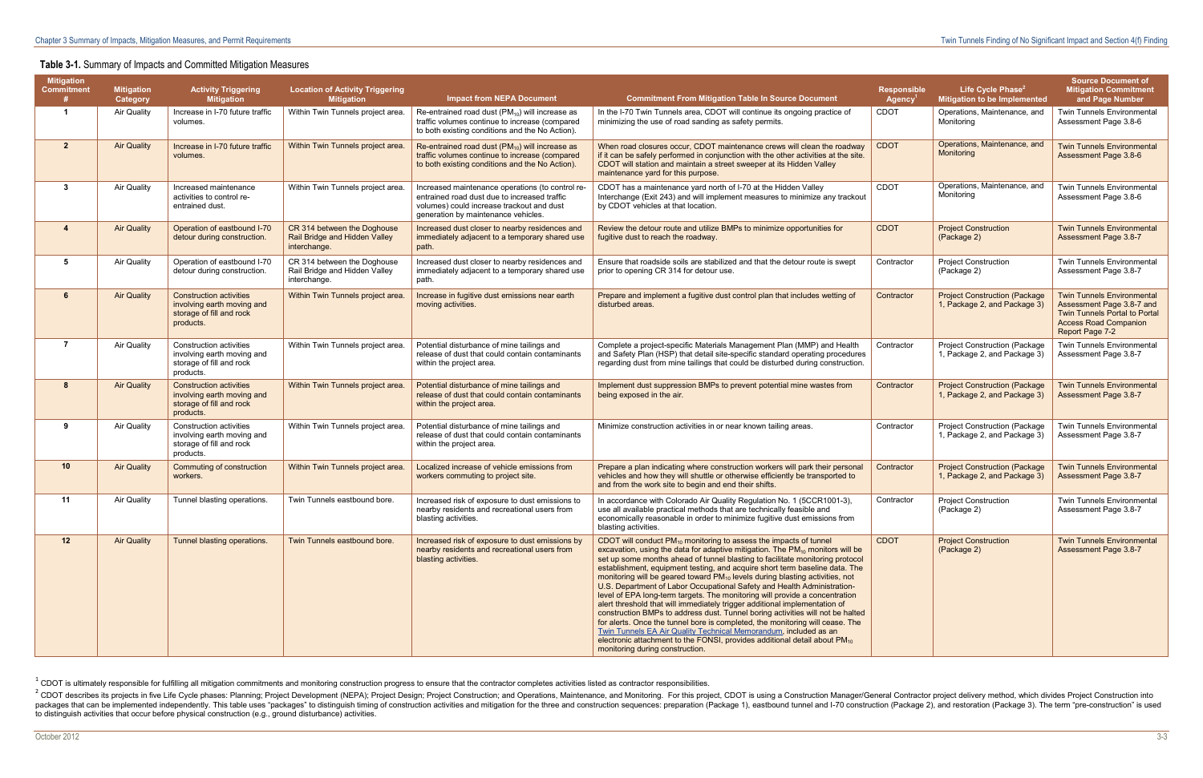**Table 3-1.** Summary of Impacts and Committed Mitigation Measures

| Mitigation Commitment # | Mitigation Category | Activity Triggering Mitigation | Location of Activity Triggering Mitigation | Impact from NEPA Document | Commitment From Mitigation Table In Source Document | Responsible Agency[1] | Life Cycle Phase[2] Mitigation to be Implemented | Source Document of Mitigation Commitment and Page Number |
|---|---|---|---|---|---|---|---|---|
| 1 | Air Quality | Increase in I-70 future traffic volumes. | Within Twin Tunnels project area. | Re-entrained road dust ($PM_{10}$) will increase as traffic volumes continue to increase (compared to both existing conditions and the No Action). | In the I-70 Twin Tunnels area, CDOT will continue its ongoing practice of minimizing the use of road sanding as safety permits. | CDOT | Operations, Maintenance, and Monitoring | Twin Tunnels Environmental Assessment Page 3.8-6 |
| 2 | Air Quality | Increase in I-70 future traffic volumes. | Within Twin Tunnels project area. | Re-entrained road dust ($PM_{10}$) will increase as traffic volumes continue to increase (compared to both existing conditions and the No Action). | When road closures occur, CDOT maintenance crews will clean the roadway if it can be safely performed in conjunction with the other activities at the site. CDOT will station and maintain a street sweeper at its Hidden Valley maintenance yard for this purpose. | CDOT | Operations, Maintenance, and Monitoring | Twin Tunnels Environmental Assessment Page 3.8-6 |
| 3 | Air Quality | Increased maintenance activities to control re-entrained dust. | Within Twin Tunnels project area. | Increased maintenance operations (to control re-entrained road dust due to increased traffic volumes) could increase trackout and dust generation by maintenance vehicles. | CDOT has a maintenance yard north of I-70 at the Hidden Valley Interchange (Exit 243) and will implement measures to minimize any trackout by CDOT vehicles at that location. | CDOT | Operations, Maintenance, and Monitoring | Twin Tunnels Environmental Assessment Page 3.8-6 |
| 4 | Air Quality | Operation of eastbound I-70 detour during construction. | CR 314 between the Doghouse Rail Bridge and Hidden Valley interchange. | Increased dust closer to nearby residences and immediately adjacent to a temporary shared use path. | Review the detour route and utilize BMPs to minimize opportunities for fugitive dust to reach the roadway. | CDOT | Project Construction (Package 2) | Twin Tunnels Environmental Assessment Page 3.8-7 |
| 5 | Air Quality | Operation of eastbound I-70 detour during construction. | CR 314 between the Doghouse Rail Bridge and Hidden Valley interchange. | Increased dust closer to nearby residences and immediately adjacent to a temporary shared use path. | Ensure that roadside soils are stabilized and that the detour route is swept prior to opening CR 314 for detour use. | Contractor | Project Construction (Package 2) | Twin Tunnels Environmental Assessment Page 3.8-7 |
| 6 | Air Quality | Construction activities involving earth moving and storage of fill and rock products. | Within Twin Tunnels project area. | Increase in fugitive dust emissions near earth moving activities. | Prepare and implement a fugitive dust control plan that includes wetting of disturbed areas. | Contractor | Project Construction (Package 1, Package 2, and Package 3) | Twin Tunnels Environmental Assessment Page 3.8-7 and Twin Tunnels Portal to Portal Access Road Companion Report Page 7-2 |
| 7 | Air Quality | Construction activities involving earth moving and storage of fill and rock products. | Within Twin Tunnels project area. | Potential disturbance of mine tailings and release of dust that could contain contaminants within the project area. | Complete a project-specific Materials Management Plan (MMP) and Health and Safety Plan (HSP) that detail site-specific standard operating procedures regarding dust from mine tailings that could be disturbed during construction. | Contractor | Project Construction (Package 1, Package 2, and Package 3) | Twin Tunnels Environmental Assessment Page 3.8-7 |
| 8 | Air Quality | Construction activities involving earth moving and storage of fill and rock products. | Within Twin Tunnels project area. | Potential disturbance of mine tailings and release of dust that could contain contaminants within the project area. | Implement dust suppression BMPs to prevent potential mine wastes from being exposed in the air. | Contractor | Project Construction (Package 1, Package 2, and Package 3) | Twin Tunnels Environmental Assessment Page 3.8-7 |
| 9 | Air Quality | Construction activities involving earth moving and storage of fill and rock products. | Within Twin Tunnels project area. | Potential disturbance of mine tailings and release of dust that could contain contaminants within the project area. | Minimize construction activities in or near known tailing areas. | Contractor | Project Construction (Package 1, Package 2, and Package 3) | Twin Tunnels Environmental Assessment Page 3.8-7 |
| 10 | Air Quality | Commuting of construction workers. | Within Twin Tunnels project area. | Localized increase of vehicle emissions from workers commuting to project site. | Prepare a plan indicating where construction workers will park their personal vehicles and how they will shuttle or otherwise efficiently be transported to and from the work site to begin and end their shifts. | Contractor | Project Construction (Package 1, Package 2, and Package 3) | Twin Tunnels Environmental Assessment Page 3.8-7 |
| 11 | Air Quality | Tunnel blasting operations. | Twin Tunnels eastbound bore. | Increased risk of exposure to dust emissions to nearby residents and recreational users from blasting activities. | In accordance with Colorado Air Quality Regulation No. 1 (5CCR1001-3), use all available practical methods that are technically feasible and economically reasonable in order to minimize fugitive dust emissions from blasting activities. | Contractor | Project Construction (Package 2) | Twin Tunnels Environmental Assessment Page 3.8-7 |
| 12 | Air Quality | Tunnel blasting operations. | Twin Tunnels eastbound bore. | Increased risk of exposure to dust emissions by nearby residents and recreational users from blasting activities. | CDOT will conduct $PM_{10}$ monitoring to assess the impacts of tunnel excavation, using the data for adaptive mitigation. The $PM_{10}$ monitors will be set up some months ahead of tunnel blasting to facilitate monitoring protocol establishment, equipment testing, and acquire short term baseline data. The monitoring will be geared toward $PM_{10}$ levels during blasting activities, not U.S. Department of Labor Occupational Safety and Health Administration-level of EPA long-term targets. The monitoring will provide a concentration alert threshold that will immediately trigger additional implementation of construction BMPs to address dust. Tunnel boring activities will not be halted for alerts. Once the tunnel bore is completed, the monitoring will cease. The Twin Tunnels EA Air Quality Technical Memorandum, included as an electronic attachment to the FONSI, provides additional detail about $PM_{10}$ monitoring during construction. | CDOT | Project Construction (Package 2) | Twin Tunnels Environmental Assessment Page 3.8-7 |

[1] CDOT is ultimately responsible for fulfilling all mitigation commitments and monitoring construction progress to ensure that the contractor completes activities listed as contractor responsibilities.

[2] CDOT describes its projects in five Life Cycle phases: Planning; Project Development (NEPA); Project Design; Project Construction; and Operations, Maintenance, and Monitoring. For this project, CDOT is using a Construction Manager/General Contractor project delivery method, which divides Project Construction into packages that can be implemented independently. This table uses "packages" to distinguish timing of construction activities and mitigation for the three and construction sequences: preparation (Package 1), eastbound tunnel and I-70 construction (Package 2), and restoration (Package 3). The term "pre-construction" is used to distinguish activities that occur before physical construction (e.g., ground disturbance) activities.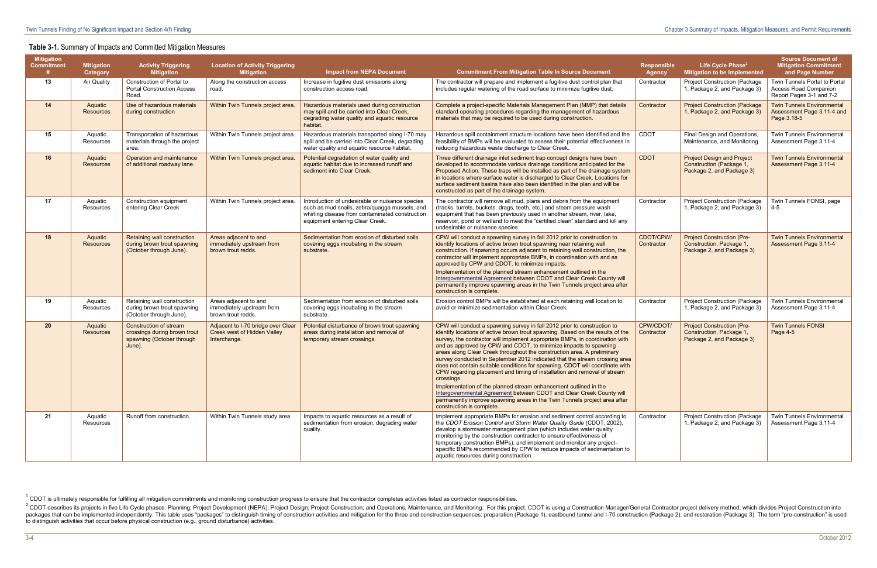**Table 3-1.** Summary of Impacts and Committed Mitigation Measures

| Mitigation Commitment # | Mitigation Category | Activity Triggering Mitigation | Location of Activity Triggering Mitigation | Impact from NEPA Document | Commitment From Mitigation Table In Source Document | Responsible Agency[1] | Life Cycle Phase[2] Mitigation to be Implemented | Source Document of Mitigation Commitment and Page Number |
|---|---|---|---|---|---|---|---|---|
| 13 | Air Quality | Construction of Portal to Portal Construction Access Road. | Along the construction access road. | Increase in fugitive dust emissions along construction access road. | The contractor will prepare and implement a fugitive dust control plan that includes regular watering of the road surface to minimize fugitive dust. | Contractor | Project Construction (Package 1, Package 2, and Package 3) | Twin Tunnels Portal to Portal Access Road Companion Report Pages 3-1 and 7-2 |
| 14 | Aquatic Resources | Use of hazardous materials during construction | Within Twin Tunnels project area. | Hazardous materials used during construction may spill and be carried into Clear Creek, degrading water quality and aquatic resource habitat. | Complete a project-specific Materials Management Plan (MMP) that details standard operating procedures regarding the management of hazardous materials that may be required to be used during construction. | Contractor | Project Construction (Package 1, Package 2, and Package 3) | Twin Tunnels Environmental Assessment Page 3.11-4 and Page 3.18-5 |
| 15 | Aquatic Resources | Transportation of hazardous materials through the project area. | Within Twin Tunnels project area. | Hazardous materials transported along I-70 may spill and be carried into Clear Creek, degrading water quality and aquatic resource habitat. | Hazardous spill containment structure locations have been identified and the feasibility of BMPs will be evaluated to assess their potential effectiveness in reducing hazardous waste discharge to Clear Creek. | CDOT | Final Design and Operations, Maintenance, and Monitoring | Twin Tunnels Environmental Assessment Page 3.11-4 |
| 16 | Aquatic Resources | Operation and maintenance of additional roadway lane. | Within Twin Tunnels project area. | Potential degradation of water quality and aquatic habitat due to increased runoff and sediment into Clear Creek. | Three different drainage inlet sediment trap concept designs have been developed to accommodate various drainage conditions anticipated for the Proposed Action. These traps will be installed as part of the drainage system in locations where surface water is discharged to Clear Creek. Locations for surface sediment basins have also been identified in the plan and will be constructed as part of the drainage system. | CDOT | Project Design and Project Construction (Package 1, Package 2, and Package 3) | Twin Tunnels Environmental Assessment Page 3.11-4 |
| 17 | Aquatic Resources | Construction equipment entering Clear Creek | Within Twin Tunnels project area. | Introduction of undesirable or nuisance species such as mud snails, zebra/quagga mussels, and whirling disease from contaminated construction equipment entering Clear Creek. | The contractor will remove all mud, plans and debris from the equipment (tracks, turrets, buckets, drags, teeth, etc.) and steam pressure wash equipment that has been previously used in another stream, river, lake, reservoir, pond or wetland to meet the "certified clean" standard and kill any undesirable or nuisance species. | Contractor | Project Construction (Package 1, Package 2, and Package 3) | Twin Tunnels FONSI, page 4-5 |
| 18 | Aquatic Resources | Retaining wall construction during brown trout spawning (October through June). | Areas adjacent to and immediately upstream from brown trout redds. | Sedimentation from erosion of disturbed soils covering eggs incubating in the stream substrate. | CPW will conduct a spawning survey in fall 2012 prior to construction to identify locations of active brown trout spawning near retaining wall construction. If spawning occurs adjacent to retaining wall construction, the contractor will implement appropriate BMPs, in coordination with and as approved by CPW and CDOT, to minimize impacts.<br>Implementation of the planned stream enhancement outlined in the Intergovernmental Agreement between CDOT and Clear Creek County will permanently improve spawning areas in the Twin Tunnels project area after construction is complete. | CDOT/CPW/ Contractor | Project Construction (Pre-Construction, Package 1, Package 2, and Package 3) | Twin Tunnels Environmental Assessment Page 3.11-4 |
| 19 | Aquatic Resources | Retaining wall construction during brown trout spawning (October through June). | Areas adjacent to and immediately upstream from brown trout redds. | Sedimentation from erosion of disturbed soils covering eggs incubating in the stream substrate. | Erosion control BMPs will be established at each retaining wall location to avoid or minimize sedimentation within Clear Creek. | Contractor | Project Construction (Package 1, Package 2, and Package 3) | Twin Tunnels Environmental Assessment Page 3.11-4 |
| 20 | Aquatic Resources | Construction of stream crossings during brown trout spawning (October through June). | Adjacent to I-70 bridge over Clear Creek west of Hidden Valley Interchange. | Potential disturbance of brown trout spawning areas during installation and removal of temporary stream crossings. | CPW will conduct a spawning survey in fall 2012 prior to construction to identify locations of active brown trout spawning. Based on the results of the survey, the contractor will implement appropriate BMPs, in coordination with and as approved by CPW and CDOT, to minimize impacts to spawning areas along Clear Creek throughout the construction area. A preliminary survey conducted in September 2012 indicated that the stream crossing area does not contain suitable conditions for spawning. CDOT will coordinate with CPW regarding placement and timing of installation and removal of stream crossings.<br>Implementation of the planned stream enhancement outlined in the Intergovernmental Agreement between CDOT and Clear Creek County will permanently improve spawning areas in the Twin Tunnels project area after construction is complete. | CPW/CDOT/ Contractor | Project Construction (Pre-Construction, Package 1, Package 2, and Package 3) | Twin Tunnels FONSI Page 4-5 |
| 21 | Aquatic Resources | Runoff from construction. | Within Twin Tunnels study area. | Impacts to aquatic resources as a result of sedimentation from erosion, degrading water quality. | Implement appropriate BMPs for erosion and sediment control according to the *CDOT Erosion Control and Storm Water Quality Guide* (CDOT, 2002), develop a stormwater management plan (which includes water quality monitoring by the construction contractor to ensure effectiveness of temporary construction BMPs), and implement and monitor any project-specific BMPs recommended by CPW to reduce impacts of sedimentation to aquatic resources during construction. | Contractor | Project Construction (Package 1, Package 2, and Package 3) | Twin Tunnels Environmental Assessment Page 3.11-4 |

[1] CDOT is ultimately responsible for fulfilling all mitigation commitments and monitoring construction progress to ensure that the contractor completes activities listed as contractor responsibilities.

[2] CDOT describes its projects in five Life Cycle phases: Planning; Project Development (NEPA); Project Design; Project Construction; and Operations, Maintenance, and Monitoring. For this project, CDOT is using a Construction Manager/General Contractor project delivery method, which divides Project Construction into packages that can be implemented independently. This table uses "packages" to distinguish timing of construction activities and mitigation for the three and construction sequences: preparation (Package 1), eastbound tunnel and I-70 construction (Package 2), and restoration (Package 3). The term "pre-construction" is used to distinguish activities that occur before physical construction (e.g., ground disturbance) activities.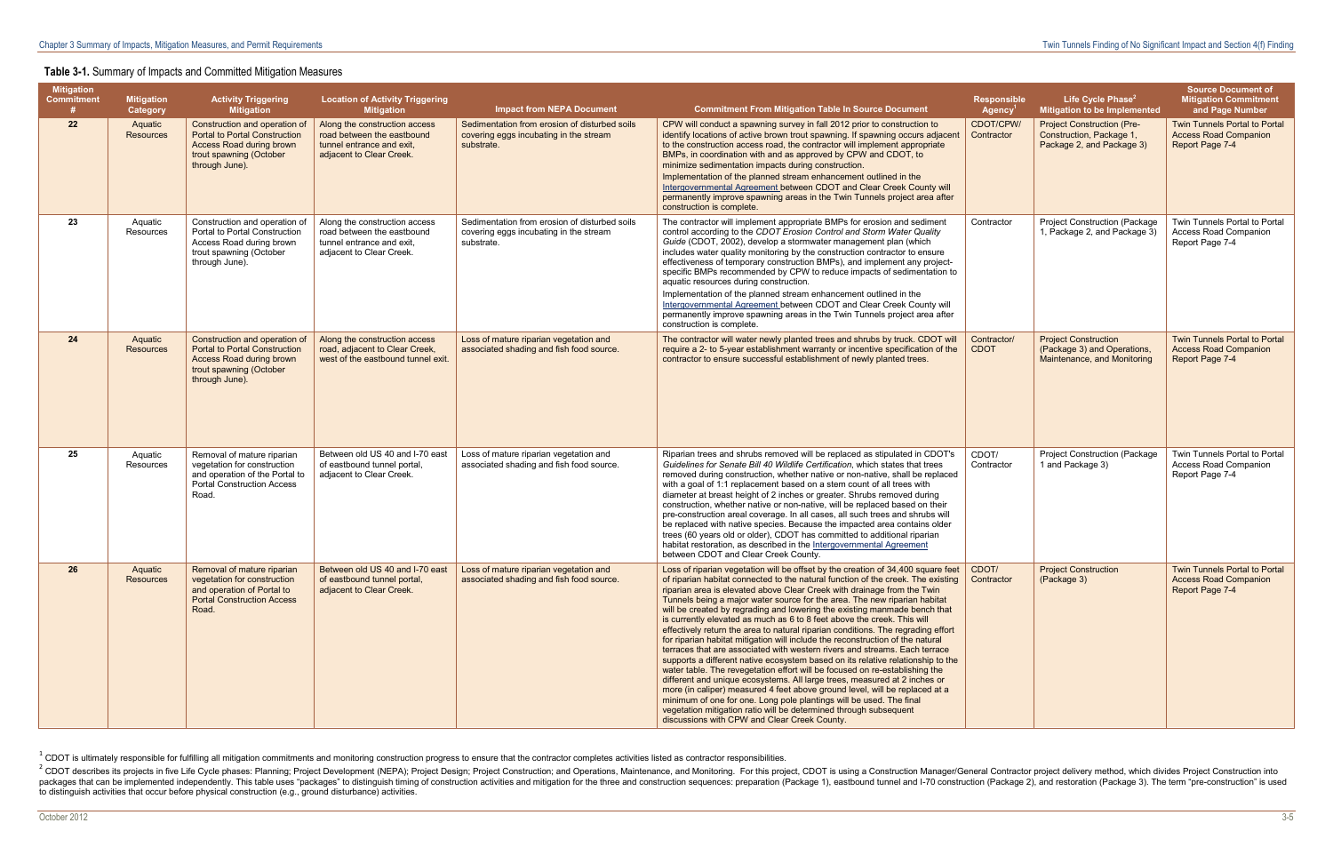**Table 3-1.** Summary of Impacts and Committed Mitigation Measures

| Mitigation Commitment # | Mitigation Category | Activity Triggering Mitigation | Location of Activity Triggering Mitigation | Impact from NEPA Document | Commitment From Mitigation Table In Source Document | Responsible Agency[1] | Life Cycle Phase[2] Mitigation to be Implemented | Source Document of Mitigation Commitment and Page Number |
|---|---|---|---|---|---|---|---|---|
| 22 | Aquatic Resources | Construction and operation of Portal to Portal Construction Access Road during brown trout spawning (October through June). | Along the construction access road between the eastbound tunnel entrance and exit, adjacent to Clear Creek. | Sedimentation from erosion of disturbed soils covering eggs incubating in the stream substrate. | CPW will conduct a spawning survey in fall 2012 prior to construction to identify locations of active brown trout spawning. If spawning occurs adjacent to the construction access road, the contractor will implement appropriate BMPs, in coordination with and as approved by CPW and CDOT, to minimize sedimentation impacts during construction. Implementation of the planned stream enhancement outlined in the Intergovernmental Agreement between CDOT and Clear Creek County will permanently improve spawning areas in the Twin Tunnels project area after construction is complete. | CDOT/CPW/ Contractor | Project Construction (Pre-Construction, Package 1, Package 2, and Package 3) | Twin Tunnels Portal to Portal Access Road Companion Report Page 7-4 |
| 23 | Aquatic Resources | Construction and operation of Portal to Portal Construction Access Road during brown trout spawning (October through June). | Along the construction access road between the eastbound tunnel entrance and exit, adjacent to Clear Creek. | Sedimentation from erosion of disturbed soils covering eggs incubating in the stream substrate. | The contractor will implement appropriate BMPs for erosion and sediment control according to the *CDOT Erosion Control and Storm Water Quality Guide* (CDOT, 2002), develop a stormwater management plan (which includes water quality monitoring by the construction contractor to ensure effectiveness of temporary construction BMPs), and implement any project-specific BMPs recommended by CPW to reduce impacts of sedimentation to aquatic resources during construction. Implementation of the planned stream enhancement outlined in the Intergovernmental Agreement between CDOT and Clear Creek County will permanently improve spawning areas in the Twin Tunnels project area after construction is complete. | Contractor | Project Construction (Package 1, Package 2, and Package 3) | Twin Tunnels Portal to Portal Access Road Companion Report Page 7-4 |
| 24 | Aquatic Resources | Construction and operation of Portal to Portal Construction Access Road during brown trout spawning (October through June). | Along the construction access road, adjacent to Clear Creek, west of the eastbound tunnel exit. | Loss of mature riparian vegetation and associated shading and fish food source. | The contractor will water newly planted trees and shrubs by truck. CDOT will require a 2- to 5-year establishment warranty or incentive specification of the contractor to ensure successful establishment of newly planted trees. | Contractor/ CDOT | Project Construction (Package 3) and Operations, Maintenance, and Monitoring | Twin Tunnels Portal to Portal Access Road Companion Report Page 7-4 |
| 25 | Aquatic Resources | Removal of mature riparian vegetation for construction and operation of the Portal to Portal Construction Access Road. | Between old US 40 and I-70 east of eastbound tunnel portal, adjacent to Clear Creek. | Loss of mature riparian vegetation and associated shading and fish food source. | Riparian trees and shrubs removed will be replaced as stipulated in CDOT's *Guidelines for Senate Bill 40 Wildlife Certification*, which states that trees removed during construction, whether native or non-native, shall be replaced with a goal of 1:1 replacement based on a stem count of all trees with diameter at breast height of 2 inches or greater. Shrubs removed during construction, whether native or non-native, will be replaced based on their pre-construction areal coverage. In all cases, all such trees and shrubs will be replaced with native species. Because the impacted area contains older trees (60 years old or older), CDOT has committed to additional riparian habitat restoration, as described in the Intergovernmental Agreement between CDOT and Clear Creek County. | CDOT/ Contractor | Project Construction (Package 1 and Package 3) | Twin Tunnels Portal to Portal Access Road Companion Report Page 7-4 |
| 26 | Aquatic Resources | Removal of mature riparian vegetation for construction and operation of Portal to Portal Construction Access Road. | Between old US 40 and I-70 east of eastbound tunnel portal, adjacent to Clear Creek. | Loss of mature riparian vegetation and associated shading and fish food source. | Loss of riparian vegetation will be offset by the creation of 34,400 square feet of riparian habitat connected to the natural function of the creek. The existing riparian area is elevated above Clear Creek with drainage from the Twin Tunnels being a major water source for the area. The new riparian habitat will be created by regrading and lowering the existing manmade bench that is currently elevated as much as 6 to 8 feet above the creek. This will effectively return the area to natural riparian conditions. The regrading effort for riparian habitat mitigation will include the reconstruction of the natural terraces that are associated with western rivers and streams. Each terrace supports a different native ecosystem based on its relative relationship to the water table. The revegetation effort will be focused on re-establishing the different and unique ecosystems. All large trees, measured at 2 inches or more (in caliper) measured 4 feet above ground level, will be replaced at a minimum of one for one. Long pole plantings will be used. The final vegetation mitigation ratio will be determined through subsequent discussions with CPW and Clear Creek County. | CDOT/ Contractor | Project Construction (Package 3) | Twin Tunnels Portal to Portal Access Road Companion Report Page 7-4 |

[1] CDOT is ultimately responsible for fulfilling all mitigation commitments and monitoring construction progress to ensure that the contractor completes activities listed as contractor responsibilities.

[2] CDOT describes its projects in five Life Cycle phases: Planning; Project Development (NEPA); Project Design; Project Construction; and Operations, Maintenance, and Monitoring. For this project, CDOT is using a Construction Manager/General Contractor project delivery method, which divides Project Construction into packages that can be implemented independently. This table uses "packages" to distinguish timing of construction activities and mitigation for the three and construction sequences: preparation (Package 1), eastbound tunnel and I-70 construction (Package 2), and restoration (Package 3). The term "pre-construction" is used to distinguish activities that occur before physical construction (e.g., ground disturbance) activities.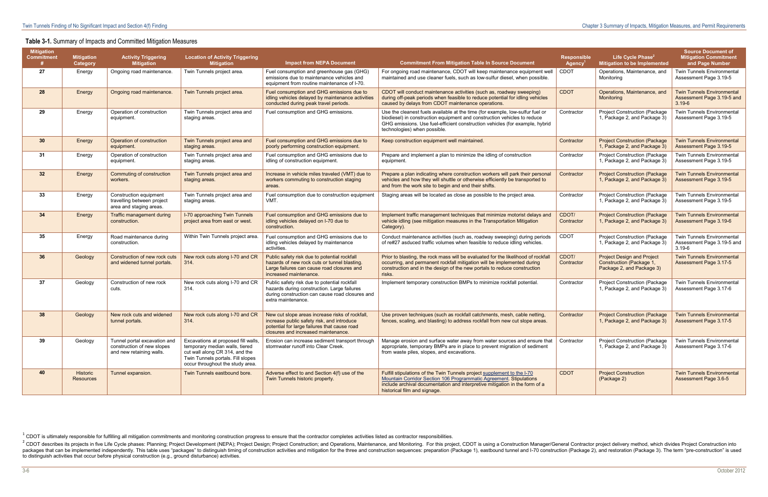**Table 3-1.** Summary of Impacts and Committed Mitigation Measures

| Mitigation Commitment # | Mitigation Category | Activity Triggering Mitigation | Location of Activity Triggering Mitigation | Impact from NEPA Document | Commitment From Mitigation Table In Source Document | Responsible Agency[1] | Life Cycle Phase[2] Mitigation to be Implemented | Source Document of Mitigation Commitment and Page Number |
|---|---|---|---|---|---|---|---|---|
| 27 | Energy | Ongoing road maintenance. | Twin Tunnels project area. | Fuel consumption and greenhouse gas (GHG) emissions due to maintenance vehicles and equipment from routine maintenance of I-70. | For ongoing road maintenance, CDOT will keep maintenance equipment well maintained and use cleaner fuels, such as low-sulfur diesel, when possible. | CDOT | Operations, Maintenance, and Monitoring | Twin Tunnels Environmental Assessment Page 3.19-5 |
| 28 | Energy | Ongoing road maintenance. | Twin Tunnels project area. | Fuel consumption and GHG emissions due to idling vehicles delayed by maintenance activities conducted during peak travel periods. | CDOT will conduct maintenance activities (such as, roadway sweeping) during off-peak periods when feasible to reduce potential for idling vehicles caused by delays from CDOT maintenance operations. | CDOT | Operations, Maintenance, and Monitoring | Twin Tunnels Environmental Assessment Page 3.19-5 and 3.19-6 |
| 29 | Energy | Operation of construction equipment. | Twin Tunnels project area and staging areas. | Fuel consumption and GHG emissions. | Use the cleanest fuels available at the time (for example, low-sulfur fuel or biodiesel) in construction equipment and construction vehicles to reduce GHG emissions. Use fuel-efficient construction vehicles (for example, hybrid technologies) when possible. | Contractor | Project Construction (Package 1, Package 2, and Package 3) | Twin Tunnels Environmental Assessment Page 3.19-5 |
| 30 | Energy | Operation of construction equipment. | Twin Tunnels project area and staging areas. | Fuel consumption and GHG emissions due to poorly performing construction equipment. | Keep construction equipment well maintained. | Contractor | Project Construction (Package 1, Package 2, and Package 3) | Twin Tunnels Environmental Assessment Page 3.19-5 |
| 31 | Energy | Operation of construction equipment. | Twin Tunnels project area and staging areas. | Fuel consumption and GHG emissions due to idling of construction equipment. | Prepare and implement a plan to minimize the idling of construction equipment. | Contractor | Project Construction (Package 1, Package 2, and Package 3) | Twin Tunnels Environmental Assessment Page 3.19-5 |
| 32 | Energy | Commuting of construction workers. | Twin Tunnels project area and staging areas. | Increase in vehicle miles traveled (VMT) due to workers commuting to construction staging areas. | Prepare a plan indicating where construction workers will park their personal vehicles and how they will shuttle or otherwise efficiently be transported to and from the work site to begin and end their shifts. | Contractor | Project Construction (Package 1, Package 2, and Package 3) | Twin Tunnels Environmental Assessment Page 3.19-5 |
| 33 | Energy | Construction equipment travelling between project area and staging areas. | Twin Tunnels project area and staging areas. | Fuel consumption due to construction equipment VMT. | Staging areas will be located as close as possible to the project area. | Contractor | Project Construction (Package 1, Package 2, and Package 3) | Twin Tunnels Environmental Assessment Page 3.19-5 |
| 34 | Energy | Traffic management during construction. | I-70 approaching Twin Tunnels project area from east or west. | Fuel consumption and GHG emissions due to idling vehicles delayed on I-70 due to construction. | Implement traffic management techniques that minimize motorist delays and vehicle idling (see mitigation measures in the Transportation Mitigation Category). | CDOT/ Contractor | Project Construction (Package 1, Package 2, and Package 3) | Twin Tunnels Environmental Assessment Page 3.19-6 |
| 35 | Energy | Road maintenance during construction. | Within Twin Tunnels project area. | Fuel consumption and GHG emissions due to idling vehicles delayed by maintenance activities. | Conduct maintenance activities (such as, roadway sweeping) during periods of re#27 asduced traffic volumes when feasible to reduce idling vehicles. | CDOT | Project Construction (Package 1, Package 2, and Package 3) | Twin Tunnels Environmental Assessment Page 3.19-5 and 3.19-6 |
| 36 | Geology | Construction of new rock cuts and widened tunnel portals. | New rock cuts along I-70 and CR 314. | Public safety risk due to potential rockfall hazards of new rock cuts or tunnel blasting. Large failures can cause road closures and increased maintenance. | Prior to blasting, the rock mass will be evaluated for the likelihood of rockfall occurring, and permanent rockfall mitigation will be implemented during construction and in the design of the new portals to reduce construction risks. | CDOT/ Contractor | Project Design and Project Construction (Package 1, Package 2, and Package 3) | Twin Tunnels Environmental Assessment Page 3.17-5 |
| 37 | Geology | Construction of new rock cuts. | New rock cuts along I-70 and CR 314. | Public safety risk due to potential rockfall hazards during construction. Large failures during construction can cause road closures and extra maintenance. | Implement temporary construction BMPs to minimize rockfall potential. | Contractor | Project Construction (Package 1, Package 2, and Package 3) | Twin Tunnels Environmental Assessment Page 3.17-6 |
| 38 | Geology | New rock cuts and widened tunnel portals. | New rock cuts along I-70 and CR 314. | New cut slope areas increase risks of rockfall, increase public safety risk, and introduce potential for large failures that cause road closures and increased maintenance. | Use proven techniques (such as rockfall catchments, mesh, cable netting, fences, scaling, and blasting) to address rockfall from new cut slope areas. | Contractor | Project Construction (Package 1, Package 2, and Package 3) | Twin Tunnels Environmental Assessment Page 3.17-5 |
| 39 | Geology | Tunnel portal excavation and construction of new slopes and new retaining walls. | Excavations at proposed fill walls, temporary median walls, tiered cut wall along CR 314, and the Twin Tunnels portals. Fill slopes occur throughout the study area. | Erosion can increase sediment transport through stormwater runoff into Clear Creek. | Manage erosion and surface water away from water sources and ensure that appropriate, temporary BMPs are in place to prevent migration of sediment from waste piles, slopes, and excavations. | Contractor | Project Construction (Package 1, Package 2, and Package 3) | Twin Tunnels Environmental Assessment Page 3.17-6 |
| 40 | Historic Resources | Tunnel expansion. | Twin Tunnels eastbound bore. | Adverse effect to and Section 4(f) use of the Twin Tunnels historic property. | Fulfill stipulations of the Twin Tunnels project supplement to the I-70 Mountain Corridor Section 106 Programmatic Agreement. Stipulations include archival documentation and interpretive mitigation in the form of a historical film and signage. | CDOT | Project Construction (Package 2) | Twin Tunnels Environmental Assessment Page 3.6-5 |

[1] CDOT is ultimately responsible for fulfilling all mitigation commitments and monitoring construction progress to ensure that the contractor completes activities listed as contractor responsibilities.

[2] CDOT describes its projects in five Life Cycle phases: Planning; Project Development (NEPA); Project Design; Project Construction; and Operations, Maintenance, and Monitoring. For this project, CDOT is using a Construction Manager/General Contractor project delivery method, which divides Project Construction into packages that can be implemented independently. This table uses "packages" to distinguish timing of construction activities and mitigation for the three and construction sequences: preparation (Package 1), eastbound tunnel and I-70 construction (Package 2), and restoration (Package 3). The term "pre-construction" is used to distinguish activities that occur before physical construction (e.g., ground disturbance) activities.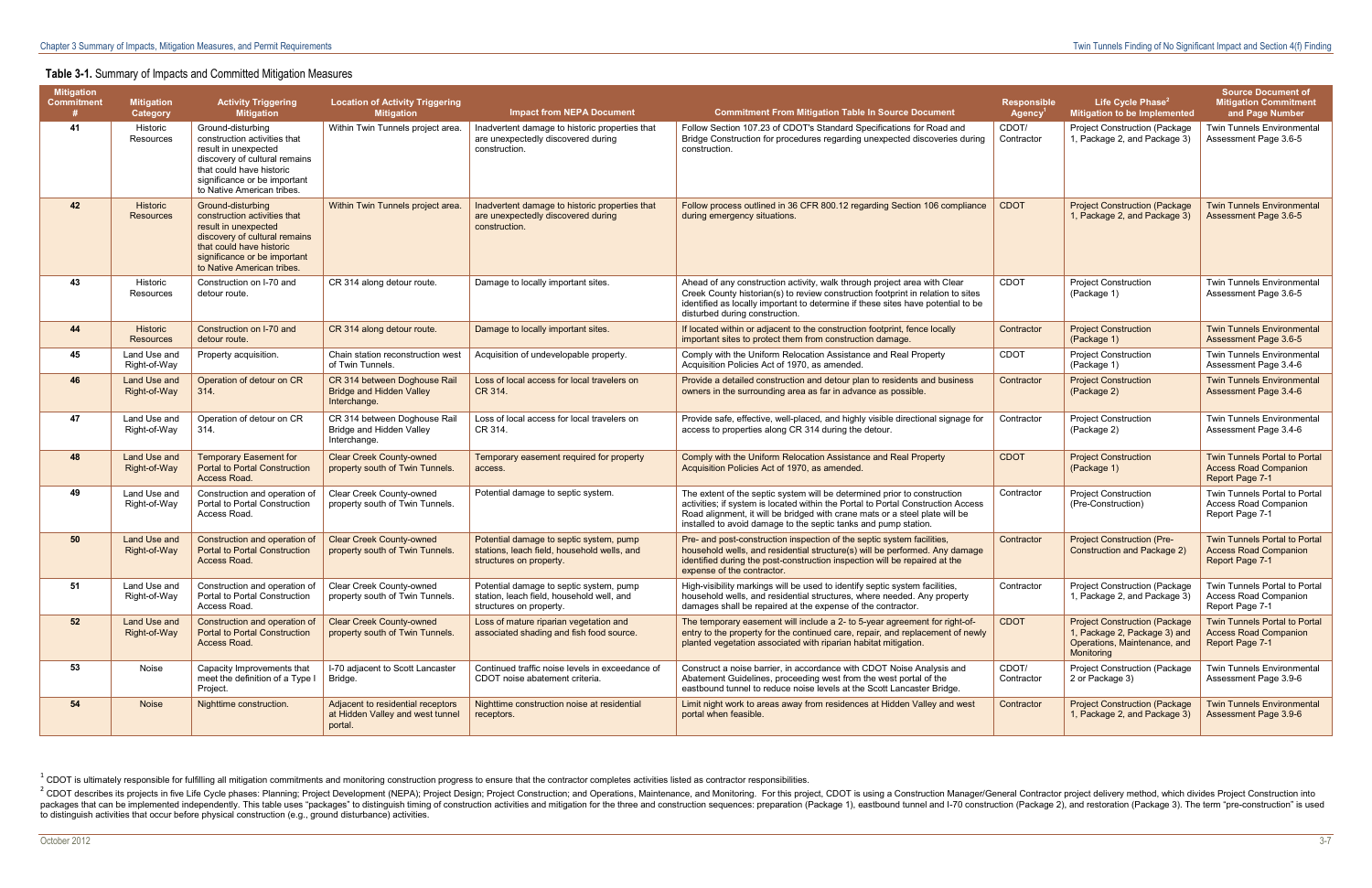**Table 3-1.** Summary of Impacts and Committed Mitigation Measures

| Mitigation Commitment # | Mitigation Category | Activity Triggering Mitigation | Location of Activity Triggering Mitigation | Impact from NEPA Document | Commitment From Mitigation Table In Source Document | Responsible Agency[1] | Life Cycle Phase[2] Mitigation to be Implemented | Source Document of Mitigation Commitment and Page Number |
|---|---|---|---|---|---|---|---|---|
| 41 | Historic Resources | Ground-disturbing construction activities that result in unexpected discovery of cultural remains that could have historic significance or be important to Native American tribes. | Within Twin Tunnels project area. | Inadvertent damage to historic properties that are unexpectedly discovered during construction. | Follow Section 107.23 of CDOT's Standard Specifications for Road and Bridge Construction for procedures regarding unexpected discoveries during construction. | CDOT/ Contractor | Project Construction (Package 1, Package 2, and Package 3) | Twin Tunnels Environmental Assessment Page 3.6-5 |
| 42 | Historic Resources | Ground-disturbing construction activities that result in unexpected discovery of cultural remains that could have historic significance or be important to Native American tribes. | Within Twin Tunnels project area. | Inadvertent damage to historic properties that are unexpectedly discovered during construction. | Follow process outlined in 36 CFR 800.12 regarding Section 106 compliance during emergency situations. | CDOT | Project Construction (Package 1, Package 2, and Package 3) | Twin Tunnels Environmental Assessment Page 3.6-5 |
| 43 | Historic Resources | Construction on I-70 and detour route. | CR 314 along detour route. | Damage to locally important sites. | Ahead of any construction activity, walk through project area with Clear Creek County historian(s) to review construction footprint in relation to sites identified as locally important to determine if these sites have potential to be disturbed during construction. | CDOT | Project Construction (Package 1) | Twin Tunnels Environmental Assessment Page 3.6-5 |
| 44 | Historic Resources | Construction on I-70 and detour route. | CR 314 along detour route. | Damage to locally important sites. | If located within or adjacent to the construction footprint, fence locally important sites to protect them from construction damage. | Contractor | Project Construction (Package 1) | Twin Tunnels Environmental Assessment Page 3.6-5 |
| 45 | Land Use and Right-of-Way | Property acquisition. | Chain station reconstruction west of Twin Tunnels. | Acquisition of undevelopable property. | Comply with the Uniform Relocation Assistance and Real Property Acquisition Policies Act of 1970, as amended. | CDOT | Project Construction (Package 1) | Twin Tunnels Environmental Assessment Page 3.4-6 |
| 46 | Land Use and Right-of-Way | Operation of detour on CR 314. | CR 314 between Doghouse Rail Bridge and Hidden Valley Interchange. | Loss of local access for local travelers on CR 314. | Provide a detailed construction and detour plan to residents and business owners in the surrounding area as far in advance as possible. | Contractor | Project Construction (Package 2) | Twin Tunnels Environmental Assessment Page 3.4-6 |
| 47 | Land Use and Right-of-Way | Operation of detour on CR 314. | CR 314 between Doghouse Rail Bridge and Hidden Valley Interchange. | Loss of local access for local travelers on CR 314. | Provide safe, effective, well-placed, and highly visible directional signage for access to properties along CR 314 during the detour. | Contractor | Project Construction (Package 2) | Twin Tunnels Environmental Assessment Page 3.4-6 |
| 48 | Land Use and Right-of-Way | Temporary Easement for Portal to Portal Construction Access Road. | Clear Creek County-owned property south of Twin Tunnels. | Temporary easement required for property access. | Comply with the Uniform Relocation Assistance and Real Property Acquisition Policies Act of 1970, as amended. | CDOT | Project Construction (Package 1) | Twin Tunnels Portal to Portal Access Road Companion Report Page 7-1 |
| 49 | Land Use and Right-of-Way | Construction and operation of Portal to Portal Construction Access Road. | Clear Creek County-owned property south of Twin Tunnels. | Potential damage to septic system. | The extent of the septic system will be determined prior to construction activities; if system is located within the Portal to Portal Construction Access Road alignment, it will be bridged with crane mats or a steel plate will be installed to avoid damage to the septic tanks and pump station. | Contractor | Project Construction (Pre-Construction) | Twin Tunnels Portal to Portal Access Road Companion Report Page 7-1 |
| 50 | Land Use and Right-of-Way | Construction and operation of Portal to Portal Construction Access Road. | Clear Creek County-owned property south of Twin Tunnels. | Potential damage to septic system, pump stations, leach field, household wells, and structures on property. | Pre- and post-construction inspection of the septic system facilities, household wells, and residential structure(s) will be performed. Any damage identified during the post-construction inspection will be repaired at the expense of the contractor. | Contractor | Project Construction (Pre-Construction and Package 2) | Twin Tunnels Portal to Portal Access Road Companion Report Page 7-1 |
| 51 | Land Use and Right-of-Way | Construction and operation of Portal to Portal Construction Access Road. | Clear Creek County-owned property south of Twin Tunnels. | Potential damage to septic system, pump station, leach field, household well, and structures on property. | High-visibility markings will be used to identify septic system facilities, household wells, and residential structures, where needed. Any property damages shall be repaired at the expense of the contractor. | Contractor | Project Construction (Package 1, Package 2, and Package 3) | Twin Tunnels Portal to Portal Access Road Companion Report Page 7-1 |
| 52 | Land Use and Right-of-Way | Construction and operation of Portal to Portal Construction Access Road. | Clear Creek County-owned property south of Twin Tunnels. | Loss of mature riparian vegetation and associated shading and fish food source. | The temporary easement will include a 2- to 5-year agreement for right-of-entry to the property for the continued care, repair, and replacement of newly planted vegetation associated with riparian habitat mitigation. | CDOT | Project Construction (Package 1, Package 2, Package 3) and Operations, Maintenance, and Monitoring | Twin Tunnels Portal to Portal Access Road Companion Report Page 7-1 |
| 53 | Noise | Capacity Improvements that meet the definition of a Type I Project. | I-70 adjacent to Scott Lancaster Bridge. | Continued traffic noise levels in exceedance of CDOT noise abatement criteria. | Construct a noise barrier, in accordance with CDOT Noise Analysis and Abatement Guidelines, proceeding west from the west portal of the eastbound tunnel to reduce noise levels at the Scott Lancaster Bridge. | CDOT/ Contractor | Project Construction (Package 2 or Package 3) | Twin Tunnels Environmental Assessment Page 3.9-6 |
| 54 | Noise | Nighttime construction. | Adjacent to residential receptors at Hidden Valley and west tunnel portal. | Nighttime construction noise at residential receptors. | Limit night work to areas away from residences at Hidden Valley and west portal when feasible. | Contractor | Project Construction (Package 1, Package 2, and Package 3) | Twin Tunnels Environmental Assessment Page 3.9-6 |

[1] CDOT is ultimately responsible for fulfilling all mitigation commitments and monitoring construction progress to ensure that the contractor completes activities listed as contractor responsibilities.

[2] CDOT describes its projects in five Life Cycle phases: Planning; Project Development (NEPA); Project Design; Project Construction; and Operations, Maintenance, and Monitoring. For this project, CDOT is using a Construction Manager/General Contractor project delivery method, which divides Project Construction into packages that can be implemented independently. This table uses "packages" to distinguish timing of construction activities and mitigation for the three and construction sequences: preparation (Package 1), eastbound tunnel and I-70 construction (Package 2), and restoration (Package 3). The term "pre-construction" is used to distinguish activities that occur before physical construction (e.g., ground disturbance) activities.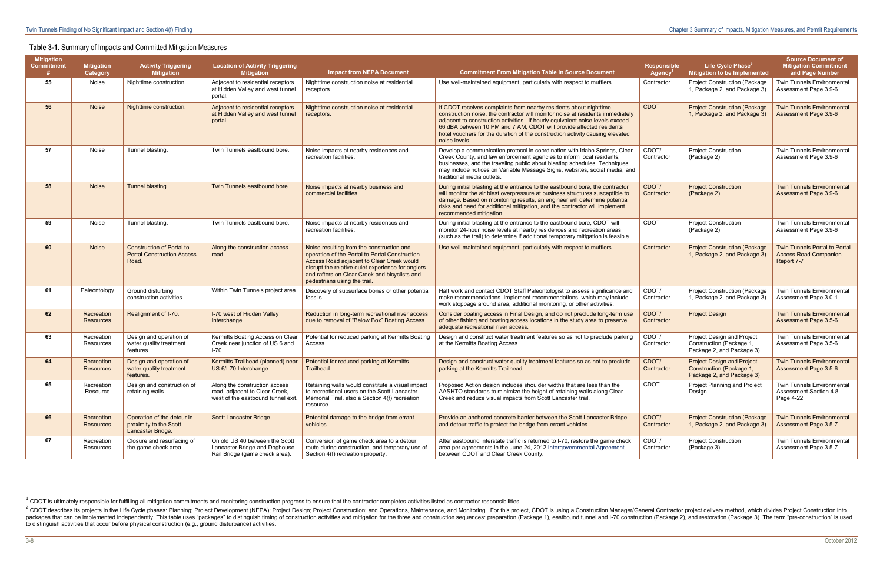**Table 3-1.** Summary of Impacts and Committed Mitigation Measures

| Mitigation Commitment # | Mitigation Category | Activity Triggering Mitigation | Location of Activity Triggering Mitigation | Impact from NEPA Document | Commitment From Mitigation Table In Source Document | Responsible Agency[1] | Life Cycle Phase[2] Mitigation to be Implemented | Source Document of Mitigation Commitment and Page Number |
|---|---|---|---|---|---|---|---|---|
| 55 | Noise | Nighttime construction. | Adjacent to residential receptors at Hidden Valley and west tunnel portal. | Nighttime construction noise at residential receptors. | Use well-maintained equipment, particularly with respect to mufflers. | Contractor | Project Construction (Package 1, Package 2, and Package 3) | Twin Tunnels Environmental Assessment Page 3.9-6 |
| 56 | Noise | Nighttime construction. | Adjacent to residential receptors at Hidden Valley and west tunnel portal. | Nighttime construction noise at residential receptors. | If CDOT receives complaints from nearby residents about nighttime construction noise, the contractor will monitor noise at residents immediately adjacent to construction activities. If hourly equivalent noise levels exceed 66 dBA between 10 PM and 7 AM, CDOT will provide affected residents hotel vouchers for the duration of the construction activity causing elevated noise levels. | CDOT | Project Construction (Package 1, Package 2, and Package 3) | Twin Tunnels Environmental Assessment Page 3.9-6 |
| 57 | Noise | Tunnel blasting. | Twin Tunnels eastbound bore. | Noise impacts at nearby residences and recreation facilities. | Develop a communication protocol in coordination with Idaho Springs, Clear Creek County, and law enforcement agencies to inform local residents, businesses, and the traveling public about blasting schedules. Techniques may include notices on Variable Message Signs, websites, social media, and traditional media outlets. | CDOT/ Contractor | Project Construction (Package 2) | Twin Tunnels Environmental Assessment Page 3.9-6 |
| 58 | Noise | Tunnel blasting. | Twin Tunnels eastbound bore. | Noise impacts at nearby business and commercial facilities. | During initial blasting at the entrance to the eastbound bore, the contractor will monitor the air blast overpressure at business structures susceptible to damage. Based on monitoring results, an engineer will determine potential risks and need for additional mitigation, and the contractor will implement recommended mitigation. | CDOT/ Contractor | Project Construction (Package 2) | Twin Tunnels Environmental Assessment Page 3.9-6 |
| 59 | Noise | Tunnel blasting. | Twin Tunnels eastbound bore. | Noise impacts at nearby residences and recreation facilities. | During initial blasting at the entrance to the eastbound bore, CDOT will monitor 24-hour noise levels at nearby residences and recreation areas (such as the trail) to determine if additional temporary mitigation is feasible. | CDOT | Project Construction (Package 2) | Twin Tunnels Environmental Assessment Page 3.9-6 |
| 60 | Noise | Construction of Portal to Portal Construction Access Road. | Along the construction access road. | Noise resulting from the construction and operation of the Portal to Portal Construction Access Road adjacent to Clear Creek would disrupt the relative quiet experience for anglers and rafters on Clear Creek and bicyclists and pedestrians using the trail. | Use well-maintained equipment, particularly with respect to mufflers. | Contractor | Project Construction (Package 1, Package 2, and Package 3) | Twin Tunnels Portal to Portal Access Road Companion Report 7-7 |
| 61 | Paleontology | Ground disturbing construction activities | Within Twin Tunnels project area. | Discovery of subsurface bones or other potential fossils. | Halt work and contact CDOT Staff Paleontologist to assess significance and make recommendations. Implement recommendations, which may include work stoppage around area, additional monitoring, or other activities. | CDOT/ Contractor | Project Construction (Package 1, Package 2, and Package 3) | Twin Tunnels Environmental Assessment Page 3.0-1 |
| 62 | Recreation Resources | Realignment of I-70. | I-70 west of Hidden Valley Interchange. | Reduction in long-term recreational river access due to removal of "Below Box" Boating Access. | Consider boating access in Final Design, and do not preclude long-term use of other fishing and boating access locations in the study area to preserve adequate recreational river access. | CDOT/ Contractor | Project Design | Twin Tunnels Environmental Assessment Page 3.5-6 |
| 63 | Recreation Resources | Design and operation of water quality treatment features. | Kermitts Boating Access on Clear Creek near junction of US 6 and I-70. | Potential for reduced parking at Kermitts Boating Access. | Design and construct water treatment features so as not to preclude parking at the Kermitts Boating Access. | CDOT/ Contractor | Project Design and Project Construction (Package 1, Package 2, and Package 3) | Twin Tunnels Environmental Assessment Page 3.5-6 |
| 64 | Recreation Resources | Design and operation of water quality treatment features. | Kermitts Trailhead (planned) near US 6/I-70 Interchange. | Potential for reduced parking at Kermitts Trailhead. | Design and construct water quality treatment features so as not to preclude parking at the Kermitts Trailhead. | CDOT/ Contractor | Project Design and Project Construction (Package 1, Package 2, and Package 3) | Twin Tunnels Environmental Assessment Page 3.5-6 |
| 65 | Recreation Resource | Design and construction of retaining walls. | Along the construction access road, adjacent to Clear Creek, west of the eastbound tunnel exit. | Retaining walls would constitute a visual impact to recreational users on the Scott Lancaster Memorial Trail, also a Section 4(f) recreation resource. | Proposed Action design includes shoulder widths that are less than the AASHTO standards to minimize the height of retaining walls along Clear Creek and reduce visual impacts from Scott Lancaster trail. | CDOT | Project Planning and Project Design | Twin Tunnels Environmental Assessment Section 4.8 Page 4-22 |
| 66 | Recreation Resources | Operation of the detour in proximity to the Scott Lancaster Bridge. | Scott Lancaster Bridge. | Potential damage to the bridge from errant vehicles. | Provide an anchored concrete barrier between the Scott Lancaster Bridge and detour traffic to protect the bridge from errant vehicles. | CDOT/ Contractor | Project Construction (Package 1, Package 2, and Package 3) | Twin Tunnels Environmental Assessment Page 3.5-7 |
| 67 | Recreation Resources | Closure and resurfacing of the game check area. | On old US 40 between the Scott Lancaster Bridge and Doghouse Rail Bridge (game check area). | Conversion of game check area to a detour route during construction, and temporary use of Section 4(f) recreation property. | After eastbound interstate traffic is returned to I-70, restore the game check area per agreements in the June 24, 2012 Intergovernmental Agreement between CDOT and Clear Creek County. | CDOT/ Contractor | Project Construction (Package 3) | Twin Tunnels Environmental Assessment Page 3.5-7 |

[1] CDOT is ultimately responsible for fulfilling all mitigation commitments and monitoring construction progress to ensure that the contractor completes activities listed as contractor responsibilities.

[2] CDOT describes its projects in five Life Cycle phases: Planning; Project Development (NEPA); Project Design; Project Construction; and Operations, Maintenance, and Monitoring. For this project, CDOT is using a Construction Manager/General Contractor project delivery method, which divides Project Construction into packages that can be implemented independently. This table uses "packages" to distinguish timing of construction activities and mitigation for the three and construction sequences: preparation (Package 1), eastbound tunnel and I-70 construction (Package 2), and restoration (Package 3). The term "pre-construction" is used to distinguish activities that occur before physical construction (e.g., ground disturbance) activities.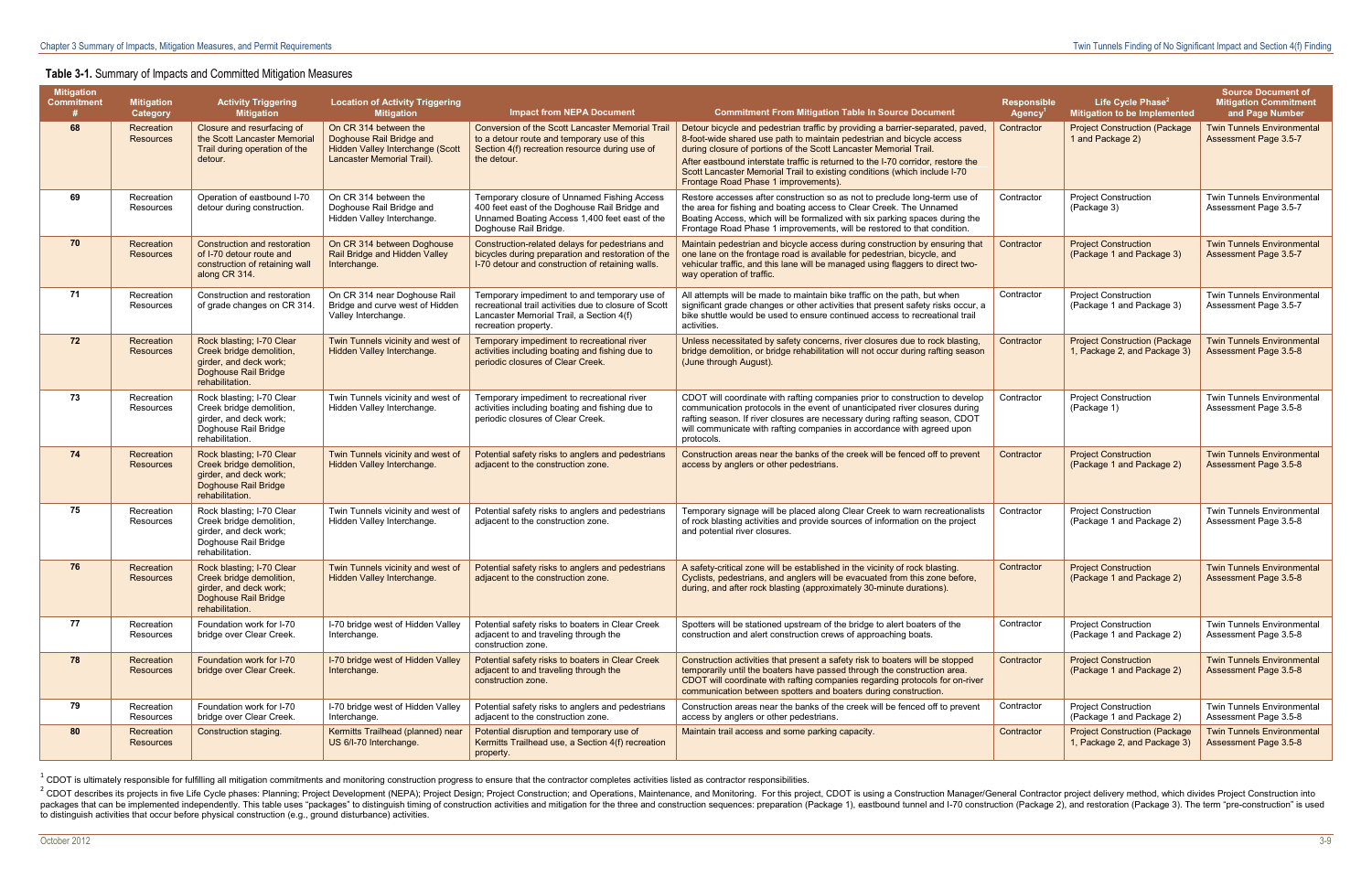**Table 3-1.** Summary of Impacts and Committed Mitigation Measures

| Mitigation Commitment # | Mitigation Category | Activity Triggering Mitigation | Location of Activity Triggering Mitigation | Impact from NEPA Document | Commitment From Mitigation Table In Source Document | Responsible Agency[1] | Life Cycle Phase[2] Mitigation to be Implemented | Source Document of Mitigation Commitment and Page Number |
|---|---|---|---|---|---|---|---|---|
| 68 | Recreation Resources | Closure and resurfacing of the Scott Lancaster Memorial Trail during operation of the detour. | On CR 314 between the Doghouse Rail Bridge and Hidden Valley Interchange (Scott Lancaster Memorial Trail). | Conversion of the Scott Lancaster Memorial Trail to a detour route and temporary use of this Section 4(f) recreation resource during use of the detour. | Detour bicycle and pedestrian traffic by providing a barrier-separated, paved, 8-foot-wide shared use path to maintain pedestrian and bicycle access during closure of portions of the Scott Lancaster Memorial Trail. After eastbound interstate traffic is returned to the I-70 corridor, restore the Scott Lancaster Memorial Trail to existing conditions (which include I-70 Frontage Road Phase 1 improvements). | Contractor | Project Construction (Package 1 and Package 2) | Twin Tunnels Environmental Assessment Page 3.5-7 |
| 69 | Recreation Resources | Operation of eastbound I-70 detour during construction. | On CR 314 between the Doghouse Rail Bridge and Hidden Valley Interchange. | Temporary closure of Unnamed Fishing Access 400 feet east of the Doghouse Rail Bridge and Unnamed Boating Access 1,400 feet east of the Doghouse Rail Bridge. | Restore accesses after construction so as not to preclude long-term use of the area for fishing and boating access to Clear Creek. The Unnamed Boating Access, which will be formalized with six parking spaces during the Frontage Road Phase 1 improvements, will be restored to that condition. | Contractor | Project Construction (Package 3) | Twin Tunnels Environmental Assessment Page 3.5-7 |
| 70 | Recreation Resources | Construction and restoration of I-70 detour route and construction of retaining wall along CR 314. | On CR 314 between Doghouse Rail Bridge and Hidden Valley Interchange. | Construction-related delays for pedestrians and bicycles during preparation and restoration of the I-70 detour and construction of retaining walls. | Maintain pedestrian and bicycle access during construction by ensuring that one lane on the frontage road is available for pedestrian, bicycle, and vehicular traffic, and this lane will be managed using flaggers to direct two-way operation of traffic. | Contractor | Project Construction (Package 1 and Package 3) | Twin Tunnels Environmental Assessment Page 3.5-7 |
| 71 | Recreation Resources | Construction and restoration of grade changes on CR 314. | On CR 314 near Doghouse Rail Bridge and curve west of Hidden Valley Interchange. | Temporary impediment to and temporary use of recreational trail activities due to closure of Scott Lancaster Memorial Trail, a Section 4(f) recreation property. | All attempts will be made to maintain bike traffic on the path, but when significant grade changes or other activities that present safety risks occur, a bike shuttle would be used to ensure continued access to recreational trail activities. | Contractor | Project Construction (Package 1 and Package 3) | Twin Tunnels Environmental Assessment Page 3.5-7 |
| 72 | Recreation Resources | Rock blasting; I-70 Clear Creek bridge demolition, girder, and deck work; Doghouse Rail Bridge rehabilitation. | Twin Tunnels vicinity and west of Hidden Valley Interchange. | Temporary impediment to recreational river activities including boating and fishing due to periodic closures of Clear Creek. | Unless necessitated by safety concerns, river closures due to rock blasting, bridge demolition, or bridge rehabilitation will not occur during rafting season (June through August). | Contractor | Project Construction (Package 1, Package 2, and Package 3) | Twin Tunnels Environmental Assessment Page 3.5-8 |
| 73 | Recreation Resources | Rock blasting; I-70 Clear Creek bridge demolition, girder, and deck work; Doghouse Rail Bridge rehabilitation. | Twin Tunnels vicinity and west of Hidden Valley Interchange. | Temporary impediment to recreational river activities including boating and fishing due to periodic closures of Clear Creek. | CDOT will coordinate with rafting companies prior to construction to develop communication protocols in the event of unanticipated river closures during rafting season. If river closures are necessary during rafting season, CDOT will communicate with rafting companies in accordance with agreed upon protocols. | Contractor | Project Construction (Package 1) | Twin Tunnels Environmental Assessment Page 3.5-8 |
| 74 | Recreation Resources | Rock blasting; I-70 Clear Creek bridge demolition, girder, and deck work; Doghouse Rail Bridge rehabilitation. | Twin Tunnels vicinity and west of Hidden Valley Interchange. | Potential safety risks to anglers and pedestrians adjacent to the construction zone. | Construction areas near the banks of the creek will be fenced off to prevent access by anglers or other pedestrians. | Contractor | Project Construction (Package 1 and Package 2) | Twin Tunnels Environmental Assessment Page 3.5-8 |
| 75 | Recreation Resources | Rock blasting; I-70 Clear Creek bridge demolition, girder, and deck work; Doghouse Rail Bridge rehabilitation. | Twin Tunnels vicinity and west of Hidden Valley Interchange. | Potential safety risks to anglers and pedestrians adjacent to the construction zone. | Temporary signage will be placed along Clear Creek to warn recreationalists of rock blasting activities and provide sources of information on the project and potential river closures. | Contractor | Project Construction (Package 1 and Package 2) | Twin Tunnels Environmental Assessment Page 3.5-8 |
| 76 | Recreation Resources | Rock blasting; I-70 Clear Creek bridge demolition, girder, and deck work; Doghouse Rail Bridge rehabilitation. | Twin Tunnels vicinity and west of Hidden Valley Interchange. | Potential safety risks to anglers and pedestrians adjacent to the construction zone. | A safety-critical zone will be established in the vicinity of rock blasting. Cyclists, pedestrians, and anglers will be evacuated from this zone before, during, and after rock blasting (approximately 30-minute durations). | Contractor | Project Construction (Package 1 and Package 2) | Twin Tunnels Environmental Assessment Page 3.5-8 |
| 77 | Recreation Resources | Foundation work for I-70 bridge over Clear Creek. | I-70 bridge west of Hidden Valley Interchange. | Potential safety risks to boaters in Clear Creek adjacent to and traveling through the construction zone. | Spotters will be stationed upstream of the bridge to alert boaters of the construction and alert construction crews of approaching boats. | Contractor | Project Construction (Package 1 and Package 2) | Twin Tunnels Environmental Assessment Page 3.5-8 |
| 78 | Recreation Resources | Foundation work for I-70 bridge over Clear Creek. | I-70 bridge west of Hidden Valley Interchange. | Potential safety risks to boaters in Clear Creek adjacent to and traveling through the construction zone. | Construction activities that present a safety risk to boaters will be stopped temporarily until the boaters have passed through the construction area. CDOT will coordinate with rafting companies regarding protocols for on-river communication between spotters and boaters during construction. | Contractor | Project Construction (Package 1 and Package 2) | Twin Tunnels Environmental Assessment Page 3.5-8 |
| 79 | Recreation Resources | Foundation work for I-70 bridge over Clear Creek. | I-70 bridge west of Hidden Valley Interchange. | Potential safety risks to anglers and pedestrians adjacent to the construction zone. | Construction areas near the banks of the creek will be fenced off to prevent access by anglers or other pedestrians. | Contractor | Project Construction (Package 1 and Package 2) | Twin Tunnels Environmental Assessment Page 3.5-8 |
| 80 | Recreation Resources | Construction staging. | Kermitts Trailhead (planned) near US 6/I-70 Interchange. | Potential disruption and temporary use of Kermitts Trailhead use, a Section 4(f) recreation property. | Maintain trail access and some parking capacity. | Contractor | Project Construction (Package 1, Package 2, and Package 3) | Twin Tunnels Environmental Assessment Page 3.5-8 |

[1] CDOT is ultimately responsible for fulfilling all mitigation commitments and monitoring construction progress to ensure that the contractor completes activities listed as contractor responsibilities.

[2] CDOT describes its projects in five Life Cycle phases: Planning; Project Development (NEPA); Project Design; Project Construction; and Operations, Maintenance, and Monitoring. For this project, CDOT is using a Construction Manager/General Contractor project delivery method, which divides Project Construction into packages that can be implemented independently. This table uses "packages" to distinguish timing of construction activities and mitigation for the three and construction sequences: preparation (Package 1), eastbound tunnel and I-70 construction (Package 2), and restoration (Package 3). The term "pre-construction" is used to distinguish activities that occur before physical construction (e.g., ground disturbance) activities.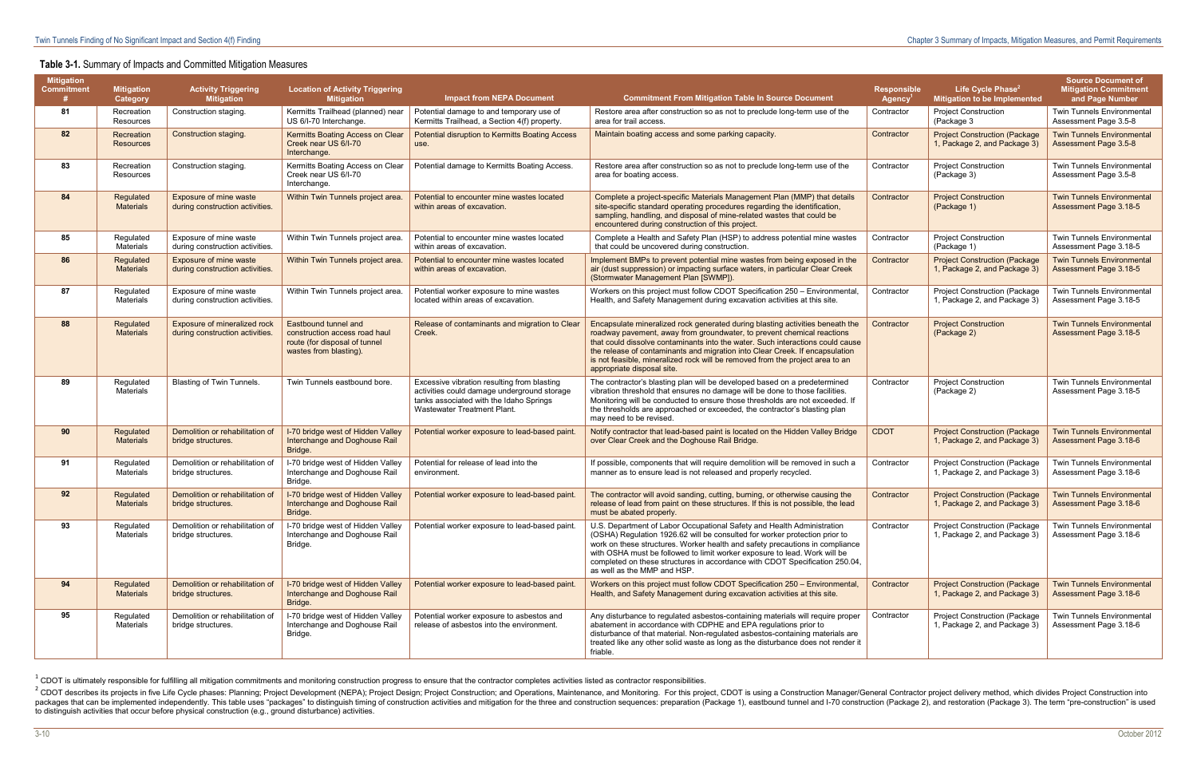**Table 3-1.** Summary of Impacts and Committed Mitigation Measures

| Mitigation Commitment # | Mitigation Category | Activity Triggering Mitigation | Location of Activity Triggering Mitigation | Impact from NEPA Document | Commitment From Mitigation Table In Source Document | Responsible Agency[1] | Life Cycle Phase[2] Mitigation to be Implemented | Source Document of Mitigation Commitment and Page Number |
|---|---|---|---|---|---|---|---|---|
| 81 | Recreation Resources | Construction staging. | Kermitts Trailhead (planned) near US 6/I-70 Interchange. | Potential damage to and temporary use of Kermitts Trailhead, a Section 4(f) property. | Restore area after construction so as not to preclude long-term use of the area for trail access. | Contractor | Project Construction (Package 3 | Twin Tunnels Environmental Assessment Page 3.5-8 |
| 82 | Recreation Resources | Construction staging. | Kermitts Boating Access on Clear Creek near US 6/I-70 Interchange. | Potential disruption to Kermitts Boating Access use. | Maintain boating access and some parking capacity. | Contractor | Project Construction (Package 1, Package 2, and Package 3) | Twin Tunnels Environmental Assessment Page 3.5-8 |
| 83 | Recreation Resources | Construction staging. | Kermitts Boating Access on Clear Creek near US 6/I-70 Interchange. | Potential damage to Kermitts Boating Access. | Restore area after construction so as not to preclude long-term use of the area for boating access. | Contractor | Project Construction (Package 3) | Twin Tunnels Environmental Assessment Page 3.5-8 |
| 84 | Regulated Materials | Exposure of mine waste during construction activities. | Within Twin Tunnels project area. | Potential to encounter mine wastes located within areas of excavation. | Complete a project-specific Materials Management Plan (MMP) that details site-specific standard operating procedures regarding the identification, sampling, handling, and disposal of mine-related wastes that could be encountered during construction of this project. | Contractor | Project Construction (Package 1) | Twin Tunnels Environmental Assessment Page 3.18-5 |
| 85 | Regulated Materials | Exposure of mine waste during construction activities. | Within Twin Tunnels project area. | Potential to encounter mine wastes located within areas of excavation. | Complete a Health and Safety Plan (HSP) to address potential mine wastes that could be uncovered during construction. | Contractor | Project Construction (Package 1) | Twin Tunnels Environmental Assessment Page 3.18-5 |
| 86 | Regulated Materials | Exposure of mine waste during construction activities. | Within Twin Tunnels project area. | Potential to encounter mine wastes located within areas of excavation. | Implement BMPs to prevent potential mine wastes from being exposed in the air (dust suppression) or impacting surface waters, in particular Clear Creek (Stormwater Management Plan [SWMP]). | Contractor | Project Construction (Package 1, Package 2, and Package 3) | Twin Tunnels Environmental Assessment Page 3.18-5 |
| 87 | Regulated Materials | Exposure of mine waste during construction activities. | Within Twin Tunnels project area. | Potential worker exposure to mine wastes located within areas of excavation. | Workers on this project must follow CDOT Specification 250 – Environmental, Health, and Safety Management during excavation activities at this site. | Contractor | Project Construction (Package 1, Package 2, and Package 3) | Twin Tunnels Environmental Assessment Page 3.18-5 |
| 88 | Regulated Materials | Exposure of mineralized rock during construction activities. | Eastbound tunnel and construction access road haul route (for disposal of tunnel wastes from blasting). | Release of contaminants and migration to Clear Creek. | Encapsulate mineralized rock generated during blasting activities beneath the roadway pavement, away from groundwater, to prevent chemical reactions that could dissolve contaminants into the water. Such interactions could cause the release of contaminants and migration into Clear Creek. If encapsulation is not feasible, mineralized rock will be removed from the project area to an appropriate disposal site. | Contractor | Project Construction (Package 2) | Twin Tunnels Environmental Assessment Page 3.18-5 |
| 89 | Regulated Materials | Blasting of Twin Tunnels. | Twin Tunnels eastbound bore. | Excessive vibration resulting from blasting activities could damage underground storage tanks associated with the Idaho Springs Wastewater Treatment Plant. | The contractor's blasting plan will be developed based on a predetermined vibration threshold that ensures no damage will be done to those facilities. Monitoring will be conducted to ensure those thresholds are not exceeded. If the thresholds are approached or exceeded, the contractor's blasting plan may need to be revised. | Contractor | Project Construction (Package 2) | Twin Tunnels Environmental Assessment Page 3.18-5 |
| 90 | Regulated Materials | Demolition or rehabilitation of bridge structures. | I-70 bridge west of Hidden Valley Interchange and Doghouse Rail Bridge. | Potential worker exposure to lead-based paint. | Notify contractor that lead-based paint is located on the Hidden Valley Bridge over Clear Creek and the Doghouse Rail Bridge. | CDOT | Project Construction (Package 1, Package 2, and Package 3) | Twin Tunnels Environmental Assessment Page 3.18-6 |
| 91 | Regulated Materials | Demolition or rehabilitation of bridge structures. | I-70 bridge west of Hidden Valley Interchange and Doghouse Rail Bridge. | Potential for release of lead into the environment. | If possible, components that will require demolition will be removed in such a manner as to ensure lead is not released and properly recycled. | Contractor | Project Construction (Package 1, Package 2, and Package 3) | Twin Tunnels Environmental Assessment Page 3.18-6 |
| 92 | Regulated Materials | Demolition or rehabilitation of bridge structures. | I-70 bridge west of Hidden Valley Interchange and Doghouse Rail Bridge. | Potential worker exposure to lead-based paint. | The contractor will avoid sanding, cutting, burning, or otherwise causing the release of lead from paint on these structures. If this is not possible, the lead must be abated properly. | Contractor | Project Construction (Package 1, Package 2, and Package 3) | Twin Tunnels Environmental Assessment Page 3.18-6 |
| 93 | Regulated Materials | Demolition or rehabilitation of bridge structures. | I-70 bridge west of Hidden Valley Interchange and Doghouse Rail Bridge. | Potential worker exposure to lead-based paint. | U.S. Department of Labor Occupational Safety and Health Administration (OSHA) Regulation 1926.62 will be consulted for worker protection prior to work on these structures. Worker health and safety precautions in compliance with OSHA must be followed to limit worker exposure to lead. Work will be completed on these structures in accordance with CDOT Specification 250.04, as well as the MMP and HSP. | Contractor | Project Construction (Package 1, Package 2, and Package 3) | Twin Tunnels Environmental Assessment Page 3.18-6 |
| 94 | Regulated Materials | Demolition or rehabilitation of bridge structures. | I-70 bridge west of Hidden Valley Interchange and Doghouse Rail Bridge. | Potential worker exposure to lead-based paint. | Workers on this project must follow CDOT Specification 250 – Environmental, Health, and Safety Management during excavation activities at this site. | Contractor | Project Construction (Package 1, Package 2, and Package 3) | Twin Tunnels Environmental Assessment Page 3.18-6 |
| 95 | Regulated Materials | Demolition or rehabilitation of bridge structures. | I-70 bridge west of Hidden Valley Interchange and Doghouse Rail Bridge. | Potential worker exposure to asbestos and release of asbestos into the environment. | Any disturbance to regulated asbestos-containing materials will require proper abatement in accordance with CDPHE and EPA regulations prior to disturbance of that material. Non-regulated asbestos-containing materials are treated like any other solid waste as long as the disturbance does not render it friable. | Contractor | Project Construction (Package 1, Package 2, and Package 3) | Twin Tunnels Environmental Assessment Page 3.18-6 |

[1] CDOT is ultimately responsible for fulfilling all mitigation commitments and monitoring construction progress to ensure that the contractor completes activities listed as contractor responsibilities.

[2] CDOT describes its projects in five Life Cycle phases: Planning; Project Development (NEPA); Project Design; Project Construction; and Operations, Maintenance, and Monitoring. For this project, CDOT is using a Construction Manager/General Contractor project delivery method, which divides Project Construction into packages that can be implemented independently. This table uses "packages" to distinguish timing of construction activities and mitigation for the three and construction sequences: preparation (Package 1), eastbound tunnel and I-70 construction (Package 2), and restoration (Package 3). The term "pre-construction" is used to distinguish activities that occur before physical construction (e.g., ground disturbance) activities.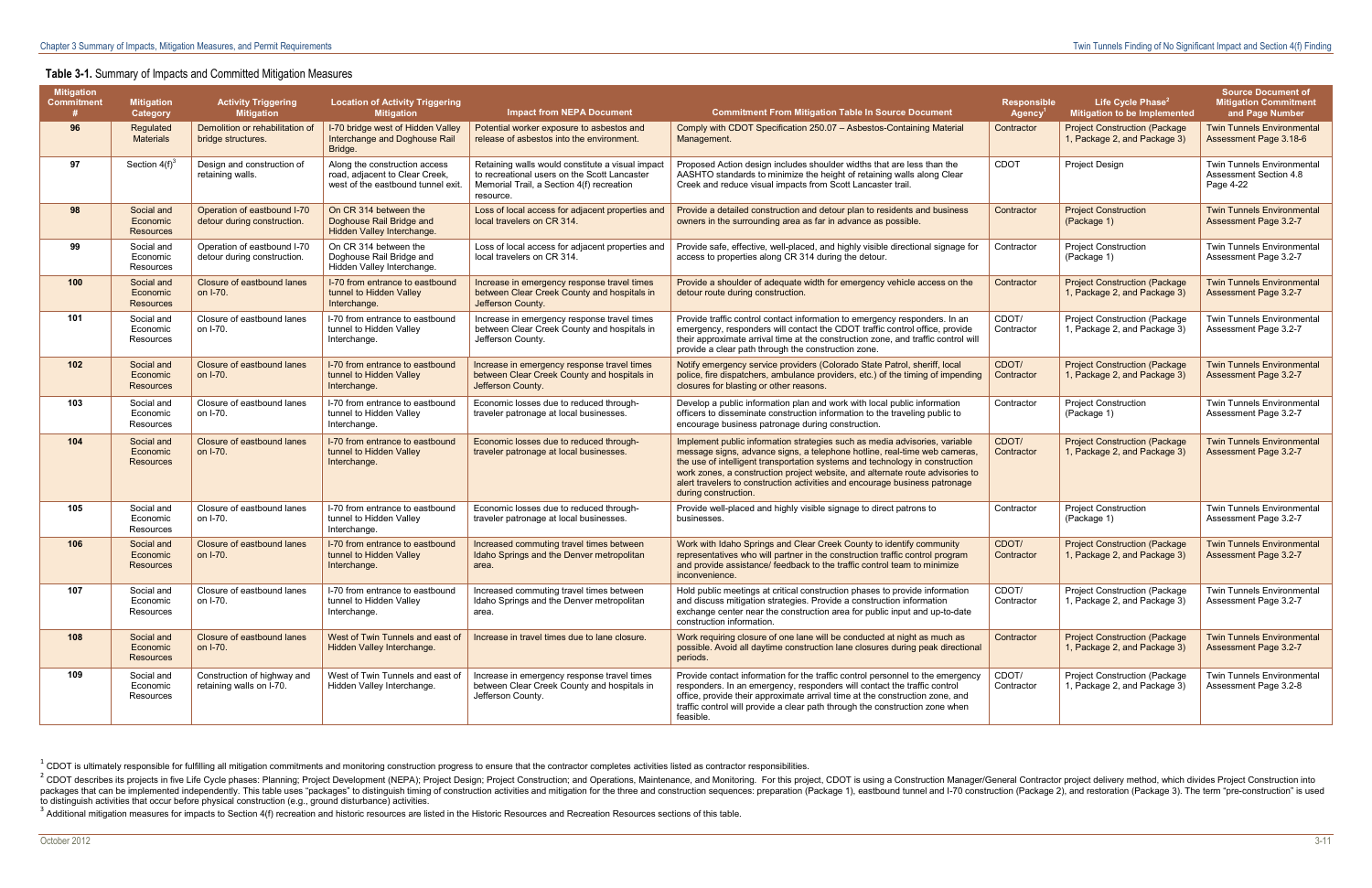**Table 3-1.** Summary of Impacts and Committed Mitigation Measures

| Mitigation Commitment # | Mitigation Category | Activity Triggering Mitigation | Location of Activity Triggering Mitigation | Impact from NEPA Document | Commitment From Mitigation Table In Source Document | Responsible Agency[1] | Life Cycle Phase[2] Mitigation to be Implemented | Source Document of Mitigation Commitment and Page Number |
|---|---|---|---|---|---|---|---|---|
| 96 | Regulated Materials | Demolition or rehabilitation of bridge structures. | I-70 bridge west of Hidden Valley Interchange and Doghouse Rail Bridge. | Potential worker exposure to asbestos and release of asbestos into the environment. | Comply with CDOT Specification 250.07 – Asbestos-Containing Material Management. | Contractor | Project Construction (Package 1, Package 2, and Package 3) | Twin Tunnels Environmental Assessment Page 3.18-6 |
| 97 | Section 4(f)[3] | Design and construction of retaining walls. | Along the construction access road, adjacent to Clear Creek, west of the eastbound tunnel exit. | Retaining walls would constitute a visual impact to recreational users on the Scott Lancaster Memorial Trail, a Section 4(f) recreation resource. | Proposed Action design includes shoulder widths that are less than the AASHTO standards to minimize the height of retaining walls along Clear Creek and reduce visual impacts from Scott Lancaster trail. | CDOT | Project Design | Twin Tunnels Environmental Assessment Section 4.8 Page 4-22 |
| 98 | Social and Economic Resources | Operation of eastbound I-70 detour during construction. | On CR 314 between the Doghouse Rail Bridge and Hidden Valley Interchange. | Loss of local access for adjacent properties and local travelers on CR 314. | Provide a detailed construction and detour plan to residents and business owners in the surrounding area as far in advance as possible. | Contractor | Project Construction (Package 1) | Twin Tunnels Environmental Assessment Page 3.2-7 |
| 99 | Social and Economic Resources | Operation of eastbound I-70 detour during construction. | On CR 314 between the Doghouse Rail Bridge and Hidden Valley Interchange. | Loss of local access for adjacent properties and local travelers on CR 314. | Provide safe, effective, well-placed, and highly visible directional signage for access to properties along CR 314 during the detour. | Contractor | Project Construction (Package 1) | Twin Tunnels Environmental Assessment Page 3.2-7 |
| 100 | Social and Economic Resources | Closure of eastbound lanes on I-70. | I-70 from entrance to eastbound tunnel to Hidden Valley Interchange. | Increase in emergency response travel times between Clear Creek County and hospitals in Jefferson County. | Provide a shoulder of adequate width for emergency vehicle access on the detour route during construction. | Contractor | Project Construction (Package 1, Package 2, and Package 3) | Twin Tunnels Environmental Assessment Page 3.2-7 |
| 101 | Social and Economic Resources | Closure of eastbound lanes on I-70. | I-70 from entrance to eastbound tunnel to Hidden Valley Interchange. | Increase in emergency response travel times between Clear Creek County and hospitals in Jefferson County. | Provide traffic control contact information to emergency responders. In an emergency, responders will contact the CDOT traffic control office, provide their approximate arrival time at the construction zone, and traffic control will provide a clear path through the construction zone. | CDOT/ Contractor | Project Construction (Package 1, Package 2, and Package 3) | Twin Tunnels Environmental Assessment Page 3.2-7 |
| 102 | Social and Economic Resources | Closure of eastbound lanes on I-70. | I-70 from entrance to eastbound tunnel to Hidden Valley Interchange. | Increase in emergency response travel times between Clear Creek County and hospitals in Jefferson County. | Notify emergency service providers (Colorado State Patrol, sheriff, local police, fire dispatchers, ambulance providers, etc.) of the timing of impending closures for blasting or other reasons. | CDOT/ Contractor | Project Construction (Package 1, Package 2, and Package 3) | Twin Tunnels Environmental Assessment Page 3.2-7 |
| 103 | Social and Economic Resources | Closure of eastbound lanes on I-70. | I-70 from entrance to eastbound tunnel to Hidden Valley Interchange. | Economic losses due to reduced through-traveler patronage at local businesses. | Develop a public information plan and work with local public information officers to disseminate construction information to the traveling public to encourage business patronage during construction. | Contractor | Project Construction (Package 1) | Twin Tunnels Environmental Assessment Page 3.2-7 |
| 104 | Social and Economic Resources | Closure of eastbound lanes on I-70. | I-70 from entrance to eastbound tunnel to Hidden Valley Interchange. | Economic losses due to reduced through-traveler patronage at local businesses. | Implement public information strategies such as media advisories, variable message signs, advance signs, a telephone hotline, real-time web cameras, the use of intelligent transportation systems and technology in construction work zones, a construction project website, and alternate route advisories to alert travelers to construction activities and encourage business patronage during construction. | CDOT/ Contractor | Project Construction (Package 1, Package 2, and Package 3) | Twin Tunnels Environmental Assessment Page 3.2-7 |
| 105 | Social and Economic Resources | Closure of eastbound lanes on I-70. | I-70 from entrance to eastbound tunnel to Hidden Valley Interchange. | Economic losses due to reduced through-traveler patronage at local businesses. | Provide well-placed and highly visible signage to direct patrons to businesses. | Contractor | Project Construction (Package 1) | Twin Tunnels Environmental Assessment Page 3.2-7 |
| 106 | Social and Economic Resources | Closure of eastbound lanes on I-70. | I-70 from entrance to eastbound tunnel to Hidden Valley Interchange. | Increased commuting travel times between Idaho Springs and the Denver metropolitan area. | Work with Idaho Springs and Clear Creek County to identify community representatives who will partner in the construction traffic control program and provide assistance/ feedback to the traffic control team to minimize inconvenience. | CDOT/ Contractor | Project Construction (Package 1, Package 2, and Package 3) | Twin Tunnels Environmental Assessment Page 3.2-7 |
| 107 | Social and Economic Resources | Closure of eastbound lanes on I-70. | I-70 from entrance to eastbound tunnel to Hidden Valley Interchange. | Increased commuting travel times between Idaho Springs and the Denver metropolitan area. | Hold public meetings at critical construction phases to provide information and discuss mitigation strategies. Provide a construction information exchange center near the construction area for public input and up-to-date construction information. | CDOT/ Contractor | Project Construction (Package 1, Package 2, and Package 3) | Twin Tunnels Environmental Assessment Page 3.2-7 |
| 108 | Social and Economic Resources | Closure of eastbound lanes on I-70. | West of Twin Tunnels and east of Hidden Valley Interchange. | Increase in travel times due to lane closure. | Work requiring closure of one lane will be conducted at night as much as possible. Avoid all daytime construction lane closures during peak directional periods. | Contractor | Project Construction (Package 1, Package 2, and Package 3) | Twin Tunnels Environmental Assessment Page 3.2-7 |
| 109 | Social and Economic Resources | Construction of highway and retaining walls on I-70. | West of Twin Tunnels and east of Hidden Valley Interchange. | Increase in emergency response travel times between Clear Creek County and hospitals in Jefferson County. | Provide contact information for the traffic control personnel to the emergency responders. In an emergency, responders will contact the traffic control office, provide their approximate arrival time at the construction zone, and traffic control will provide a clear path through the construction zone when feasible. | CDOT/ Contractor | Project Construction (Package 1, Package 2, and Package 3) | Twin Tunnels Environmental Assessment Page 3.2-8 |

[1] CDOT is ultimately responsible for fulfilling all mitigation commitments and monitoring construction progress to ensure that the contractor completes activities listed as contractor responsibilities.

[2] CDOT describes its projects in five Life Cycle phases: Planning; Project Development (NEPA); Project Design; Project Construction; and Operations, Maintenance, and Monitoring. For this project, CDOT is using a Construction Manager/General Contractor project delivery method, which divides Project Construction into packages that can be implemented independently. This table uses "packages" to distinguish timing of construction activities and mitigation for the three and construction sequences: preparation (Package 1), eastbound tunnel and I-70 construction (Package 2), and restoration (Package 3). The term "pre-construction" is used to distinguish activities that occur before physical construction (e.g., ground disturbance) activities.

[3] Additional mitigation measures for impacts to Section 4(f) recreation and historic resources are listed in the Historic Resources and Recreation Resources sections of this table.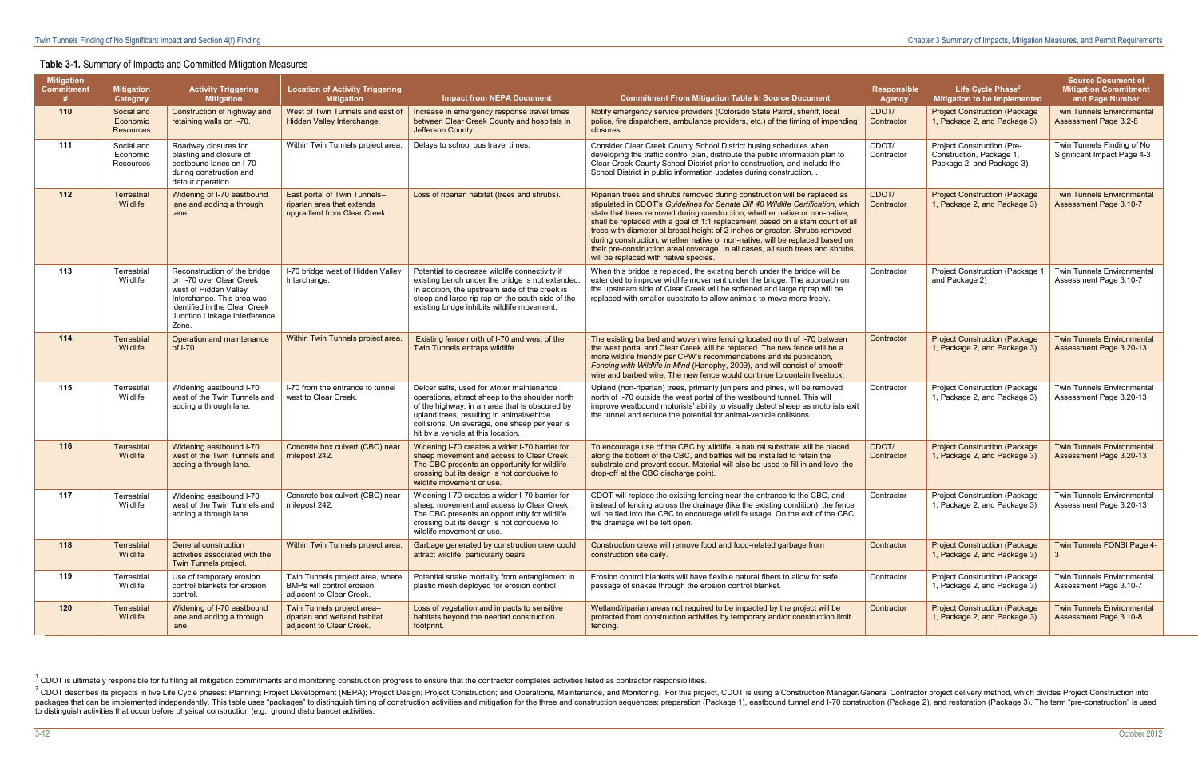**Table 3-1.** Summary of Impacts and Committed Mitigation Measures

| Mitigation Commitment # | Mitigation Category | Activity Triggering Mitigation | Location of Activity Triggering Mitigation | Impact from NEPA Document | Commitment From Mitigation Table In Source Document | Responsible Agency[1] | Life Cycle Phase[2] Mitigation to be Implemented | Source Document of Mitigation Commitment and Page Number |
|---|---|---|---|---|---|---|---|---|
| 110 | Social and Economic Resources | Construction of highway and retaining walls on I-70. | West of Twin Tunnels and east of Hidden Valley Interchange. | Increase in emergency response travel times between Clear Creek County and hospitals in Jefferson County. | Notify emergency service providers (Colorado State Patrol, sheriff, local police, fire dispatchers, ambulance providers, etc.) of the timing of impending closures. | CDOT/ Contractor | Project Construction (Package 1, Package 2, and Package 3) | Twin Tunnels Environmental Assessment Page 3.2-8 |
| 111 | Social and Economic Resources | Roadway closures for blasting and closure of eastbound lanes on I-70 during construction and detour operation. | Within Twin Tunnels project area. | Delays to school bus travel times. | Consider Clear Creek County School District busing schedules when developing the traffic control plan, distribute the public information plan to Clear Creek County School District prior to construction, and include the School District in public information updates during construction. . | CDOT/ Contractor | Project Construction (Pre-Construction, Package 1, Package 2, and Package 3) | Twin Tunnels Finding of No Significant Impact Page 4-3 |
| 112 | Terrestrial Wildlife | Widening of I-70 eastbound lane and adding a through lane. | East portal of Twin Tunnels–riparian area that extends upgradient from Clear Creek. | Loss of riparian habitat (trees and shrubs). | Riparian trees and shrubs removed during construction will be replaced as stipulated in CDOT's *Guidelines for Senate Bill 40 Wildlife Certification*, which state that trees removed during construction, whether native or non-native, shall be replaced with a goal of 1:1 replacement based on a stem count of all trees with diameter at breast height of 2 inches or greater. Shrubs removed during construction, whether native or non-native, will be replaced based on their pre-construction areal coverage. In all cases, all such trees and shrubs will be replaced with native species. | CDOT/ Contractor | Project Construction (Package 1, Package 2, and Package 3) | Twin Tunnels Environmental Assessment Page 3.10-7 |
| 113 | Terrestrial Wildlife | Reconstruction of the bridge on I-70 over Clear Creek west of Hidden Valley Interchange. This area was identified in the Clear Creek Junction Linkage Interference Zone. | I-70 bridge west of Hidden Valley Interchange. | Potential to decrease wildlife connectivity if existing bench under the bridge is not extended. In addition, the upstream side of the creek is steep and large rip rap on the south side of the existing bridge inhibits wildlife movement. | When this bridge is replaced, the existing bench under the bridge will be extended to improve wildlife movement under the bridge. The approach on the upstream side of Clear Creek will be softened and large riprap will be replaced with smaller substrate to allow animals to move more freely. | Contractor | Project Construction (Package 1 and Package 2) | Twin Tunnels Environmental Assessment Page 3.10-7 |
| 114 | Terrestrial Wildlife | Operation and maintenance of I-70. | Within Twin Tunnels project area. | Existing fence north of I-70 and west of the Twin Tunnels entraps wildlife | The existing barbed and woven wire fencing located north of I-70 between the west portal and Clear Creek will be replaced. The new fence will be a more wildlife friendly per CPW's recommendations and its publication, *Fencing with Wildlife in Mind* (Hanophy, 2009), and will consist of smooth wire and barbed wire. The new fence would continue to contain livestock. | Contractor | Project Construction (Package 1, Package 2, and Package 3) | Twin Tunnels Environmental Assessment Page 3.20-13 |
| 115 | Terrestrial Wildlife | Widening eastbound I-70 west of the Twin Tunnels and adding a through lane. | I-70 from the entrance to tunnel west to Clear Creek. | Deicer salts, used for winter maintenance operations, attract sheep to the shoulder north of the highway, in an area that is obscured by upland trees, resulting in animal/vehicle collisions. On average, one sheep per year is hit by a vehicle at this location. | Upland (non-riparian) trees, primarily junipers and pines, will be removed north of I-70 outside the west portal of the westbound tunnel. This will improve westbound motorists' ability to visually detect sheep as motorists exit the tunnel and reduce the potential for animal-vehicle collisions. | Contractor | Project Construction (Package 1, Package 2, and Package 3) | Twin Tunnels Environmental Assessment Page 3.20-13 |
| 116 | Terrestrial Wildlife | Widening eastbound I-70 west of the Twin Tunnels and adding a through lane. | Concrete box culvert (CBC) near milepost 242. | Widening I-70 creates a wider I-70 barrier for sheep movement and access to Clear Creek. The CBC presents an opportunity for wildlife crossing but its design is not conducive to wildlife movement or use. | To encourage use of the CBC by wildlife, a natural substrate will be placed along the bottom of the CBC, and baffles will be installed to retain the substrate and prevent scour. Material will also be used to fill in and level the drop-off at the CBC discharge point. | CDOT/ Contractor | Project Construction (Package 1, Package 2, and Package 3) | Twin Tunnels Environmental Assessment Page 3.20-13 |
| 117 | Terrestrial Wildlife | Widening eastbound I-70 west of the Twin Tunnels and adding a through lane. | Concrete box culvert (CBC) near milepost 242. | Widening I-70 creates a wider I-70 barrier for sheep movement and access to Clear Creek. The CBC presents an opportunity for wildlife crossing but its design is not conducive to wildlife movement or use. | CDOT will replace the existing fencing near the entrance to the CBC, and instead of fencing across the drainage (like the existing condition), the fence will be tied into the CBC to encourage wildlife usage. On the exit of the CBC, the drainage will be left open. | Contractor | Project Construction (Package 1, Package 2, and Package 3) | Twin Tunnels Environmental Assessment Page 3.20-13 |
| 118 | Terrestrial Wildlife | General construction activities associated with the Twin Tunnels project. | Within Twin Tunnels project area. | Garbage generated by construction crew could attract wildlife, particularly bears. | Construction crews will remove food and food-related garbage from construction site daily. | Contractor | Project Construction (Package 1, Package 2, and Package 3) | Twin Tunnels FONSI Page 4-3 |
| 119 | Terrestrial Wildlife | Use of temporary erosion control blankets for erosion control. | Twin Tunnels project area, where BMPs will control erosion adjacent to Clear Creek. | Potential snake mortality from entanglement in plastic mesh deployed for erosion control. | Erosion control blankets will have flexible natural fibers to allow for safe passage of snakes through the erosion control blanket. | Contractor | Project Construction (Package 1, Package 2, and Package 3) | Twin Tunnels Environmental Assessment Page 3.10-7 |
| 120 | Terrestrial Wildlife | Widening of I-70 eastbound lane and adding a through lane. | Twin Tunnels project area–riparian and wetland habitat adjacent to Clear Creek. | Loss of vegetation and impacts to sensitive habitats beyond the needed construction footprint. | Wetland/riparian areas not required to be impacted by the project will be protected from construction activities by temporary and/or construction limit fencing. | Contractor | Project Construction (Package 1, Package 2, and Package 3) | Twin Tunnels Environmental Assessment Page 3.10-8 |

[1] CDOT is ultimately responsible for fulfilling all mitigation commitments and monitoring construction progress to ensure that the contractor completes activities listed as contractor responsibilities.

[2] CDOT describes its projects in five Life Cycle phases: Planning; Project Development (NEPA); Project Design; Project Construction; and Operations, Maintenance, and Monitoring. For this project, CDOT is using a Construction Manager/General Contractor project delivery method, which divides Project Construction into packages that can be implemented independently. This table uses "packages" to distinguish timing of construction activities and mitigation for the three and construction sequences: preparation (Package 1), eastbound tunnel and I-70 construction (Package 2), and restoration (Package 3). The term "pre-construction" is used to distinguish activities that occur before physical construction (e.g., ground disturbance) activities.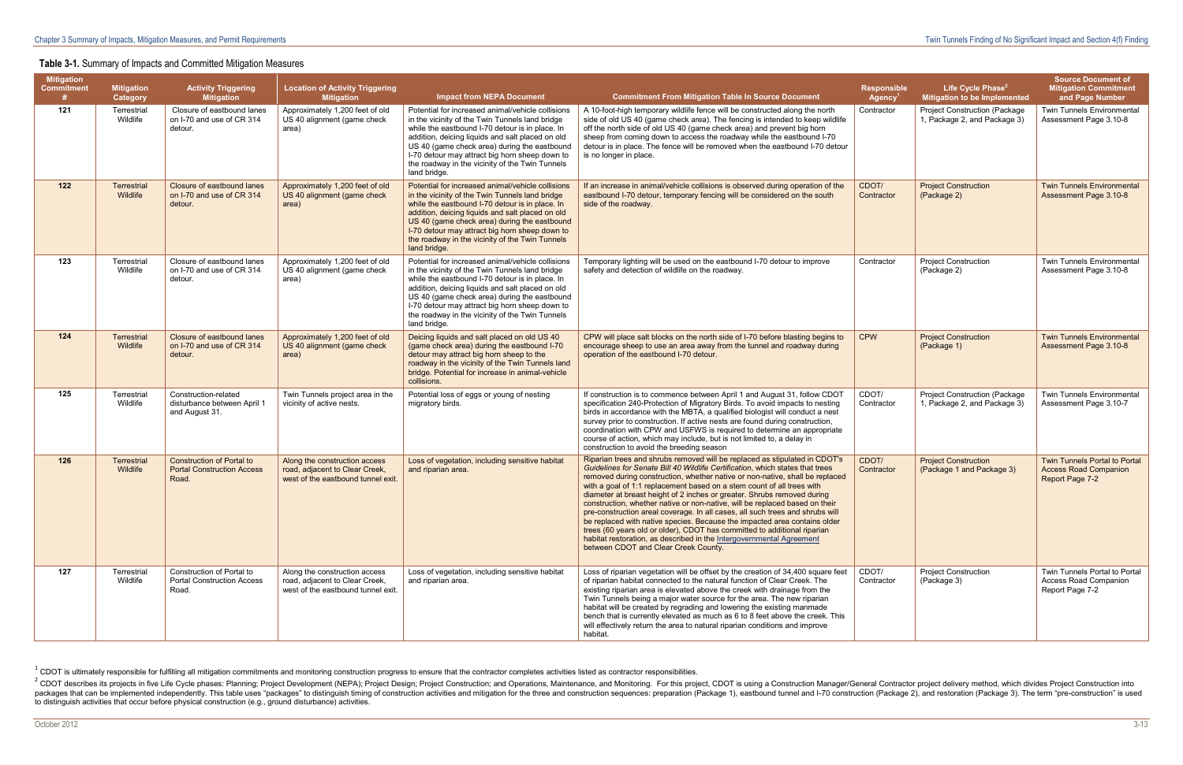**Table 3-1.** Summary of Impacts and Committed Mitigation Measures

| Mitigation Commitment # | Mitigation Category | Activity Triggering Mitigation | Location of Activity Triggering Mitigation | Impact from NEPA Document | Commitment From Mitigation Table In Source Document | Responsible Agency[1] | Life Cycle Phase[2] Mitigation to be Implemented | Source Document of Mitigation Commitment and Page Number |
|---|---|---|---|---|---|---|---|---|
| 121 | Terrestrial Wildlife | Closure of eastbound lanes on I-70 and use of CR 314 detour. | Approximately 1,200 feet of old US 40 alignment (game check area) | Potential for increased animal/vehicle collisions in the vicinity of the Twin Tunnels land bridge while the eastbound I-70 detour is in place. In addition, deicing liquids and salt placed on old US 40 (game check area) during the eastbound I-70 detour may attract big horn sheep down to the roadway in the vicinity of the Twin Tunnels land bridge. | A 10-foot-high temporary wildlife fence will be constructed along the north side of old US 40 (game check area). The fencing is intended to keep wildlife off the north side of old US 40 (game check area) and prevent big horn sheep from coming down to access the roadway while the eastbound I-70 detour is in place. The fence will be removed when the eastbound I-70 detour is no longer in place. | Contractor | Project Construction (Package 1, Package 2, and Package 3) | Twin Tunnels Environmental Assessment Page 3.10-8 |
| 122 | Terrestrial Wildlife | Closure of eastbound lanes on I-70 and use of CR 314 detour. | Approximately 1,200 feet of old US 40 alignment (game check area) | Potential for increased animal/vehicle collisions in the vicinity of the Twin Tunnels land bridge while the eastbound I-70 detour is in place. In addition, deicing liquids and salt placed on old US 40 (game check area) during the eastbound I-70 detour may attract big horn sheep down to the roadway in the vicinity of the Twin Tunnels land bridge. | If an increase in animal/vehicle collisions is observed during operation of the eastbound I-70 detour, temporary fencing will be considered on the south side of the roadway. | CDOT/ Contractor | Project Construction (Package 2) | Twin Tunnels Environmental Assessment Page 3.10-8 |
| 123 | Terrestrial Wildlife | Closure of eastbound lanes on I-70 and use of CR 314 detour. | Approximately 1,200 feet of old US 40 alignment (game check area) | Potential for increased animal/vehicle collisions in the vicinity of the Twin Tunnels land bridge while the eastbound I-70 detour is in place. In addition, deicing liquids and salt placed on old US 40 (game check area) during the eastbound I-70 detour may attract big horn sheep down to the roadway in the vicinity of the Twin Tunnels land bridge. | Temporary lighting will be used on the eastbound I-70 detour to improve safety and detection of wildlife on the roadway. | Contractor | Project Construction (Package 2) | Twin Tunnels Environmental Assessment Page 3.10-8 |
| 124 | Terrestrial Wildlife | Closure of eastbound lanes on I-70 and use of CR 314 detour. | Approximately 1,200 feet of old US 40 alignment (game check area) | Deicing liquids and salt placed on old US 40 (game check area) during the eastbound I-70 detour may attract big horn sheep to the roadway in the vicinity of the Twin Tunnels land bridge. Potential for increase in animal-vehicle collisions. | CPW will place salt blocks on the north side of I-70 before blasting begins to encourage sheep to use an area away from the tunnel and roadway during operation of the eastbound I-70 detour. | CPW | Project Construction (Package 1) | Twin Tunnels Environmental Assessment Page 3.10-8 |
| 125 | Terrestrial Wildlife | Construction-related disturbance between April 1 and August 31. | Twin Tunnels project area in the vicinity of active nests. | Potential loss of eggs or young of nesting migratory birds. | If construction is to commence between April 1 and August 31, follow CDOT specification 240-Protection of Migratory Birds. To avoid impacts to nesting birds in accordance with the MBTA, a qualified biologist will conduct a nest survey prior to construction. If active nests are found during construction, coordination with CPW and USFWS is required to determine an appropriate course of action, which may include, but is not limited to, a delay in construction to avoid the breeding season | CDOT/ Contractor | Project Construction (Package 1, Package 2, and Package 3) | Twin Tunnels Environmental Assessment Page 3.10-7 |
| 126 | Terrestrial Wildlife | Construction of Portal to Portal Construction Access Road. | Along the construction access road, adjacent to Clear Creek, west of the eastbound tunnel exit. | Loss of vegetation, including sensitive habitat and riparian area. | Riparian trees and shrubs removed will be replaced as stipulated in CDOT's *Guidelines for Senate Bill 40 Wildlife Certification*, which states that trees removed during construction, whether native or non-native, shall be replaced with a goal of 1:1 replacement based on a stem count of all trees with diameter at breast height of 2 inches or greater. Shrubs removed during construction, whether native or non-native, will be replaced based on their pre-construction areal coverage. In all cases, all such trees and shrubs will be replaced with native species. Because the impacted area contains older trees (60 years old or older), CDOT has committed to additional riparian habitat restoration, as described in the Intergovernmental Agreement between CDOT and Clear Creek County. | CDOT/ Contractor | Project Construction (Package 1 and Package 3) | Twin Tunnels Portal to Portal Access Road Companion Report Page 7-2 |
| 127 | Terrestrial Wildlife | Construction of Portal to Portal Construction Access Road. | Along the construction access road, adjacent to Clear Creek, west of the eastbound tunnel exit. | Loss of vegetation, including sensitive habitat and riparian area. | Loss of riparian vegetation will be offset by the creation of 34,400 square feet of riparian habitat connected to the natural function of Clear Creek. The existing riparian area is elevated above the creek with drainage from the Twin Tunnels being a major water source for the area. The new riparian habitat will be created by regrading and lowering the existing manmade bench that is currently elevated as much as 6 to 8 feet above the creek. This will effectively return the area to natural riparian conditions and improve habitat. | CDOT/ Contractor | Project Construction (Package 3) | Twin Tunnels Portal to Portal Access Road Companion Report Page 7-2 |

[1] CDOT is ultimately responsible for fulfilling all mitigation commitments and monitoring construction progress to ensure that the contractor completes activities listed as contractor responsibilities.

[2] CDOT describes its projects in five Life Cycle phases: Planning; Project Development (NEPA); Project Design; Project Construction; and Operations, Maintenance, and Monitoring. For this project, CDOT is using a Construction Manager/General Contractor project delivery method, which divides Project Construction into packages that can be implemented independently. This table uses "packages" to distinguish timing of construction activities and mitigation for the three and construction sequences: preparation (Package 1), eastbound tunnel and I-70 construction (Package 2), and restoration (Package 3). The term "pre-construction" is used to distinguish activities that occur before physical construction (e.g., ground disturbance) activities.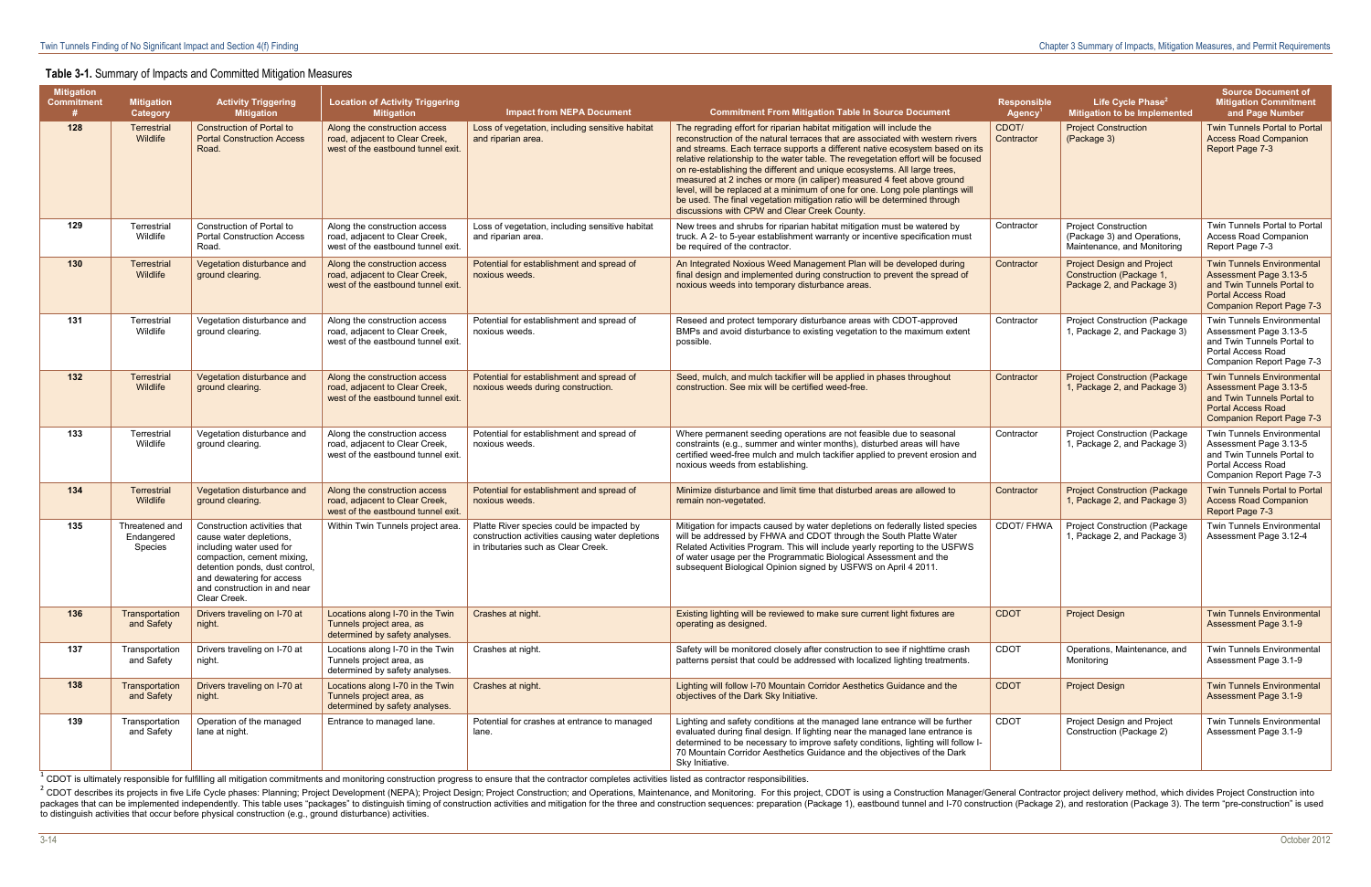**Table 3-1.** Summary of Impacts and Committed Mitigation Measures

| Mitigation Commitment # | Mitigation Category | Activity Triggering Mitigation | Location of Activity Triggering Mitigation | Impact from NEPA Document | Commitment From Mitigation Table In Source Document | Responsible Agency[1] | Life Cycle Phase[2] Mitigation to be Implemented | Source Document of Mitigation Commitment and Page Number |
|---|---|---|---|---|---|---|---|---|
| 128 | Terrestrial Wildlife | Construction of Portal to Portal Construction Access Road. | Along the construction access road, adjacent to Clear Creek, west of the eastbound tunnel exit. | Loss of vegetation, including sensitive habitat and riparian area. | The regrading effort for riparian habitat mitigation will include the reconstruction of the natural terraces that are associated with western rivers and streams. Each terrace supports a different native ecosystem based on its relative relationship to the water table. The revegetation effort will be focused on re-establishing the different and unique ecosystems. All large trees, measured at 2 inches or more (in caliper) measured 4 feet above ground level, will be replaced at a minimum of one for one. Long pole plantings will be used. The final vegetation mitigation ratio will be determined through discussions with CPW and Clear Creek County. | CDOT/ Contractor | Project Construction (Package 3) | Twin Tunnels Portal to Portal Access Road Companion Report Page 7-3 |
| 129 | Terrestrial Wildlife | Construction of Portal to Portal Construction Access Road. | Along the construction access road, adjacent to Clear Creek, west of the eastbound tunnel exit. | Loss of vegetation, including sensitive habitat and riparian area. | New trees and shrubs for riparian habitat mitigation must be watered by truck. A 2- to 5-year establishment warranty or incentive specification must be required of the contractor. | Contractor | Project Construction (Package 3) and Operations, Maintenance, and Monitoring | Twin Tunnels Portal to Portal Access Road Companion Report Page 7-3 |
| 130 | Terrestrial Wildlife | Vegetation disturbance and ground clearing. | Along the construction access road, adjacent to Clear Creek, west of the eastbound tunnel exit. | Potential for establishment and spread of noxious weeds. | An Integrated Noxious Weed Management Plan will be developed during final design and implemented during construction to prevent the spread of noxious weeds into temporary disturbance areas. | Contractor | Project Design and Project Construction (Package 1, Package 2, and Package 3) | Twin Tunnels Environmental Assessment Page 3.13-5 and Twin Tunnels Portal to Portal Access Road Companion Report Page 7-3 |
| 131 | Terrestrial Wildlife | Vegetation disturbance and ground clearing. | Along the construction access road, adjacent to Clear Creek, west of the eastbound tunnel exit. | Potential for establishment and spread of noxious weeds. | Reseed and protect temporary disturbance areas with CDOT-approved BMPs and avoid disturbance to existing vegetation to the maximum extent possible. | Contractor | Project Construction (Package 1, Package 2, and Package 3) | Twin Tunnels Environmental Assessment Page 3.13-5 and Twin Tunnels Portal to Portal Access Road Companion Report Page 7-3 |
| 132 | Terrestrial Wildlife | Vegetation disturbance and ground clearing. | Along the construction access road, adjacent to Clear Creek, west of the eastbound tunnel exit. | Potential for establishment and spread of noxious weeds during construction. | Seed, mulch, and mulch tackifier will be applied in phases throughout construction. See mix will be certified weed-free. | Contractor | Project Construction (Package 1, Package 2, and Package 3) | Twin Tunnels Environmental Assessment Page 3.13-5 and Twin Tunnels Portal to Portal Access Road Companion Report Page 7-3 |
| 133 | Terrestrial Wildlife | Vegetation disturbance and ground clearing. | Along the construction access road, adjacent to Clear Creek, west of the eastbound tunnel exit. | Potential for establishment and spread of noxious weeds. | Where permanent seeding operations are not feasible due to seasonal constraints (e.g., summer and winter months), disturbed areas will have certified weed-free mulch and mulch tackifier applied to prevent erosion and noxious weeds from establishing. | Contractor | Project Construction (Package 1, Package 2, and Package 3) | Twin Tunnels Environmental Assessment Page 3.13-5 and Twin Tunnels Portal to Portal Access Road Companion Report Page 7-3 |
| 134 | Terrestrial Wildlife | Vegetation disturbance and ground clearing. | Along the construction access road, adjacent to Clear Creek, west of the eastbound tunnel exit. | Potential for establishment and spread of noxious weeds. | Minimize disturbance and limit time that disturbed areas are allowed to remain non-vegetated. | Contractor | Project Construction (Package 1, Package 2, and Package 3) | Twin Tunnels Portal to Portal Access Road Companion Report Page 7-3 |
| 135 | Threatened and Endangered Species | Construction activities that cause water depletions, including water used for compaction, cement mixing, detention ponds, dust control, and dewatering for access and construction in and near Clear Creek. | Within Twin Tunnels project area. | Platte River species could be impacted by construction activities causing water depletions in tributaries such as Clear Creek. | Mitigation for impacts caused by water depletions on federally listed species will be addressed by FHWA and CDOT through the South Platte Water Related Activities Program. This will include yearly reporting to the USFWS of water usage per the Programmatic Biological Assessment and the subsequent Biological Opinion signed by USFWS on April 4 2011. | CDOT/ FHWA | Project Construction (Package 1, Package 2, and Package 3) | Twin Tunnels Environmental Assessment Page 3.12-4 |
| 136 | Transportation and Safety | Drivers traveling on I-70 at night. | Locations along I-70 in the Twin Tunnels project area, as determined by safety analyses. | Crashes at night. | Existing lighting will be reviewed to make sure current light fixtures are operating as designed. | CDOT | Project Design | Twin Tunnels Environmental Assessment Page 3.1-9 |
| 137 | Transportation and Safety | Drivers traveling on I-70 at night. | Locations along I-70 in the Twin Tunnels project area, as determined by safety analyses. | Crashes at night. | Safety will be monitored closely after construction to see if nighttime crash patterns persist that could be addressed with localized lighting treatments. | CDOT | Operations, Maintenance, and Monitoring | Twin Tunnels Environmental Assessment Page 3.1-9 |
| 138 | Transportation and Safety | Drivers traveling on I-70 at night. | Locations along I-70 in the Twin Tunnels project area, as determined by safety analyses. | Crashes at night. | Lighting will follow I-70 Mountain Corridor Aesthetics Guidance and the objectives of the Dark Sky Initiative. | CDOT | Project Design | Twin Tunnels Environmental Assessment Page 3.1-9 |
| 139 | Transportation and Safety | Operation of the managed lane at night. | Entrance to managed lane. | Potential for crashes at entrance to managed lane. | Lighting and safety conditions at the managed lane entrance will be further evaluated during final design. If lighting near the managed lane entrance is determined to be necessary to improve safety conditions, lighting will follow I-70 Mountain Corridor Aesthetics Guidance and the objectives of the Dark Sky Initiative. | CDOT | Project Design and Project Construction (Package 2) | Twin Tunnels Environmental Assessment Page 3.1-9 |

[1] CDOT is ultimately responsible for fulfilling all mitigation commitments and monitoring construction progress to ensure that the contractor completes activities listed as contractor responsibilities.

[2] CDOT describes its projects in five Life Cycle phases: Planning; Project Development (NEPA); Project Design; Project Construction; and Operations, Maintenance, and Monitoring. For this project, CDOT is using a Construction Manager/General Contractor project delivery method, which divides Project Construction into packages that can be implemented independently. This table uses "packages" to distinguish timing of construction activities and mitigation for the three and construction sequences: preparation (Package 1), eastbound tunnel and I-70 construction (Package 2), and restoration (Package 3). The term "pre-construction" is used to distinguish activities that occur before physical construction (e.g., ground disturbance) activities.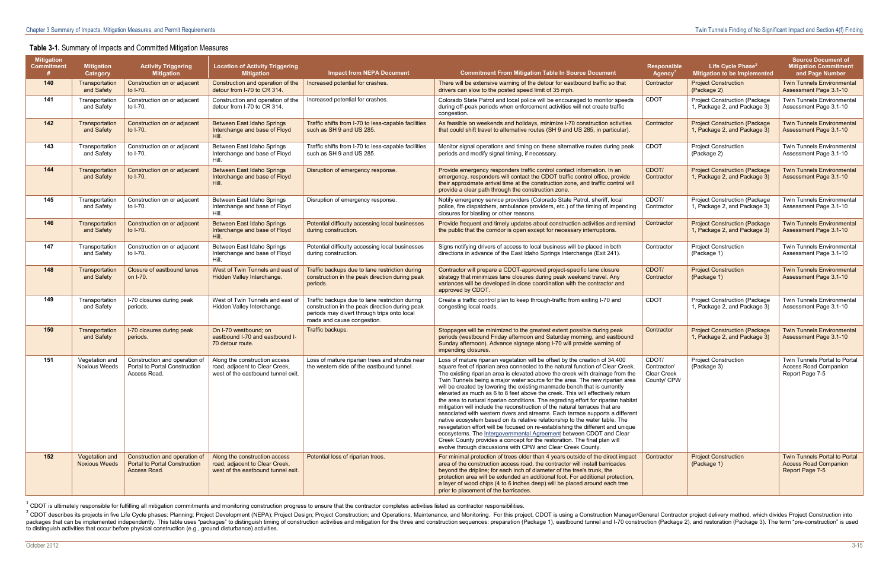**Table 3-1.** Summary of Impacts and Committed Mitigation Measures

| Mitigation Commitment # | Mitigation Category | Activity Triggering Mitigation | Location of Activity Triggering Mitigation | Impact from NEPA Document | Commitment From Mitigation Table In Source Document | Responsible Agency[1] | Life Cycle Phase[2] Mitigation to be Implemented | Source Document of Mitigation Commitment and Page Number |
|---|---|---|---|---|---|---|---|---|
| 140 | Transportation and Safety | Construction on or adjacent to I-70. | Construction and operation of the detour from I-70 to CR 314. | Increased potential for crashes. | There will be extensive warning of the detour for eastbound traffic so that drivers can slow to the posted speed limit of 35 mph. | Contractor | Project Construction (Package 2) | Twin Tunnels Environmental Assessment Page 3.1-10 |
| 141 | Transportation and Safety | Construction on or adjacent to I-70. | Construction and operation of the detour from I-70 to CR 314. | Increased potential for crashes. | Colorado State Patrol and local police will be encouraged to monitor speeds during off-peak periods when enforcement activities will not create traffic congestion. | CDOT | Project Construction (Package 1, Package 2, and Package 3) | Twin Tunnels Environmental Assessment Page 3.1-10 |
| 142 | Transportation and Safety | Construction on or adjacent to I-70. | Between East Idaho Springs Interchange and base of Floyd Hill. | Traffic shifts from I-70 to less-capable facilities such as SH 9 and US 285. | As feasible on weekends and holidays, minimize I-70 construction activities that could shift travel to alternative routes (SH 9 and US 285, in particular). | Contractor | Project Construction (Package 1, Package 2, and Package 3) | Twin Tunnels Environmental Assessment Page 3.1-10 |
| 143 | Transportation and Safety | Construction on or adjacent to I-70. | Between East Idaho Springs Interchange and base of Floyd Hill. | Traffic shifts from I-70 to less-capable facilities such as SH 9 and US 285. | Monitor signal operations and timing on these alternative routes during peak periods and modify signal timing, if necessary. | CDOT | Project Construction (Package 2) | Twin Tunnels Environmental Assessment Page 3.1-10 |
| 144 | Transportation and Safety | Construction on or adjacent to I-70. | Between East Idaho Springs Interchange and base of Floyd Hill. | Disruption of emergency response. | Provide emergency responders traffic control contact information. In an emergency, responders will contact the CDOT traffic control office, provide their approximate arrival time at the construction zone, and traffic control will provide a clear path through the construction zone. | CDOT/ Contractor | Project Construction (Package 1, Package 2, and Package 3) | Twin Tunnels Environmental Assessment Page 3.1-10 |
| 145 | Transportation and Safety | Construction on or adjacent to I-70. | Between East Idaho Springs Interchange and base of Floyd Hill. | Disruption of emergency response. | Notify emergency service providers (Colorado State Patrol, sheriff, local police, fire dispatchers, ambulance providers, etc.) of the timing of impending closures for blasting or other reasons. | CDOT/ Contractor | Project Construction (Package 1, Package 2, and Package 3) | Twin Tunnels Environmental Assessment Page 3.1-10 |
| 146 | Transportation and Safety | Construction on or adjacent to I-70. | Between East Idaho Springs Interchange and base of Floyd Hill. | Potential difficulty accessing local businesses during construction. | Provide frequent and timely updates about construction activities and remind the public that the corridor is open except for necessary interruptions. | Contractor | Project Construction (Package 1, Package 2, and Package 3) | Twin Tunnels Environmental Assessment Page 3.1-10 |
| 147 | Transportation and Safety | Construction on or adjacent to I-70. | Between East Idaho Springs Interchange and base of Floyd Hill. | Potential difficulty accessing local businesses during construction. | Signs notifying drivers of access to local business will be placed in both directions in advance of the East Idaho Springs Interchange (Exit 241). | Contractor | Project Construction (Package 1) | Twin Tunnels Environmental Assessment Page 3.1-10 |
| 148 | Transportation and Safety | Closure of eastbound lanes on I-70. | West of Twin Tunnels and east of Hidden Valley Interchange. | Traffic backups due to lane restriction during construction in the peak direction during peak periods. | Contractor will prepare a CDOT-approved project-specific lane closure strategy that minimizes lane closures during peak weekend travel. Any variances will be developed in close coordination with the contractor and approved by CDOT. | CDOT/ Contractor | Project Construction (Package 1) | Twin Tunnels Environmental Assessment Page 3.1-10 |
| 149 | Transportation and Safety | I-70 closures during peak periods. | West of Twin Tunnels and east of Hidden Valley Interchange. | Traffic backups due to lane restriction during construction in the peak direction during peak periods may divert through trips onto local roads and cause congestion. | Create a traffic control plan to keep through-traffic from exiting I-70 and congesting local roads. | CDOT | Project Construction (Package 1, Package 2, and Package 3) | Twin Tunnels Environmental Assessment Page 3.1-10 |
| 150 | Transportation and Safety | I-70 closures during peak periods. | On I-70 westbound; on eastbound I-70 and eastbound I-70 detour route. | Traffic backups. | Stoppages will be minimized to the greatest extent possible during peak periods (westbound Friday afternoon and Saturday morning, and eastbound Sunday afternoon). Advance signage along I-70 will provide warning of impending closures. | Contractor | Project Construction (Package 1, Package 2, and Package 3) | Twin Tunnels Environmental Assessment Page 3.1-10 |
| 151 | Vegetation and Noxious Weeds | Construction and operation of Portal to Portal Construction Access Road. | Along the construction access road, adjacent to Clear Creek, west of the eastbound tunnel exit. | Loss of mature riparian trees and shrubs near the western side of the eastbound tunnel. | Loss of mature riparian vegetation will be offset by the creation of 34,400 square feet of riparian area connected to the natural function of Clear Creek. The existing riparian area is elevated above the creek with drainage from the Twin Tunnels being a major water source for the area. The new riparian area will be created by lowering the existing manmade bench that is currently elevated as much as 6 to 8 feet above the creek. This will effectively return the area to natural riparian conditions. The regrading effort for riparian habitat mitigation will include the reconstruction of the natural terraces that are associated with western rivers and streams. Each terrace supports a different native ecosystem based on its relative relationship to the water table. The revegetation effort will be focused on re-establishing the different and unique ecosystems. The Intergovernmental Agreement between CDOT and Clear Creek County provides a concept for the restoration. The final plan will evolve through discussions with CPW and Clear Creek County. | CDOT/ Contractor/ Clear Creek County/ CPW | Project Construction (Package 3) | Twin Tunnels Portal to Portal Access Road Companion Report Page 7-5 |
| 152 | Vegetation and Noxious Weeds | Construction and operation of Portal to Portal Construction Access Road. | Along the construction access road, adjacent to Clear Creek, west of the eastbound tunnel exit. | Potential loss of riparian trees. | For minimal protection of trees older than 4 years outside of the direct impact area of the construction access road, the contractor will install barricades beyond the dripline; for each inch of diameter of the tree's trunk, the protection area will be extended an additional foot. For additional protection, a layer of wood chips (4 to 6 inches deep) will be placed around each tree prior to placement of the barricades. | Contractor | Project Construction (Package 1) | Twin Tunnels Portal to Portal Access Road Companion Report Page 7-5 |

[1] CDOT is ultimately responsible for fulfilling all mitigation commitments and monitoring construction progress to ensure that the contractor completes activities listed as contractor responsibilities.

[2] CDOT describes its projects in five Life Cycle phases: Planning; Project Development (NEPA); Project Design; Project Construction; and Operations, Maintenance, and Monitoring. For this project, CDOT is using a Construction Manager/General Contractor project delivery method, which divides Project Construction into packages that can be implemented independently. This table uses "packages" to distinguish timing of construction activities and mitigation for the three and construction sequences: preparation (Package 1), eastbound tunnel and I-70 construction (Package 2), and restoration (Package 3). The term "pre-construction" is used to distinguish activities that occur before physical construction (e.g., ground disturbance) activities.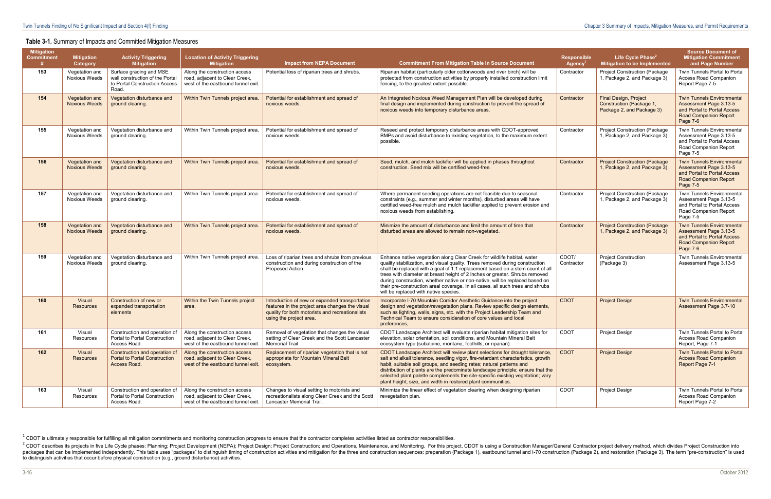**Table 3-1.** Summary of Impacts and Committed Mitigation Measures

| Mitigation Commitment # | Mitigation Category | Activity Triggering Mitigation | Location of Activity Triggering Mitigation | Impact from NEPA Document | Commitment From Mitigation Table In Source Document | Responsible Agency[1] | Life Cycle Phase[2] Mitigation to be Implemented | Source Document of Mitigation Commitment and Page Number |
|---|---|---|---|---|---|---|---|---|
| 153 | Vegetation and Noxious Weeds | Surface grading and MSE wall construction of the Portal to Portal Construction Access Road. | Along the construction access road, adjacent to Clear Creek, west of the eastbound tunnel exit. | Potential loss of riparian trees and shrubs. | Riparian habitat (particularly older cottonwoods and river birch) will be protected from construction activities by properly installed construction limit fencing, to the greatest extent possible. | Contractor | Project Construction (Package 1, Package 2, and Package 3) | Twin Tunnels Portal to Portal Access Road Companion Report Page 7-5 |
| 154 | Vegetation and Noxious Weeds | Vegetation disturbance and ground clearing. | Within Twin Tunnels project area. | Potential for establishment and spread of noxious weeds. | An Integrated Noxious Weed Management Plan will be developed during final design and implemented during construction to prevent the spread of noxious weeds into temporary disturbance areas. | Contractor | Final Design, Project Construction (Package 1, Package 2, and Package 3) | Twin Tunnels Environmental Assessment Page 3.13-5 and Portal to Portal Access Road Companion Report Page 7-6 |
| 155 | Vegetation and Noxious Weeds | Vegetation disturbance and ground clearing. | Within Twin Tunnels project area. | Potential for establishment and spread of noxious weeds. | Reseed and protect temporary disturbance areas with CDOT-approved BMPs and avoid disturbance to existing vegetation, to the maximum extent possible. | Contractor | Project Construction (Package 1, Package 2, and Package 3) | Twin Tunnels Environmental Assessment Page 3.13-5 and Portal to Portal Access Road Companion Report Page 7-5 |
| 156 | Vegetation and Noxious Weeds | Vegetation disturbance and ground clearing. | Within Twin Tunnels project area. | Potential for establishment and spread of noxious weeds. | Seed, mulch, and mulch tackifier will be applied in phases throughout construction. Seed mix will be certified weed-free. | Contractor | Project Construction (Package 1, Package 2, and Package 3) | Twin Tunnels Environmental Assessment Page 3.13-5 and Portal to Portal Access Road Companion Report Page 7-5 |
| 157 | Vegetation and Noxious Weeds | Vegetation disturbance and ground clearing. | Within Twin Tunnels project area. | Potential for establishment and spread of noxious weeds. | Where permanent seeding operations are not feasible due to seasonal constraints (e.g., summer and winter months), disturbed areas will have certified weed-free mulch and mulch tackifier applied to prevent erosion and noxious weeds from establishing. | Contractor | Project Construction (Package 1, Package 2, and Package 3) | Twin Tunnels Environmental Assessment Page 3.13-5 and Portal to Portal Access Road Companion Report Page 7-5 |
| 158 | Vegetation and Noxious Weeds | Vegetation disturbance and ground clearing. | Within Twin Tunnels project area. | Potential for establishment and spread of noxious weeds. | Minimize the amount of disturbance and limit the amount of time that disturbed areas are allowed to remain non-vegetated. | Contractor | Project Construction (Package 1, Package 2, and Package 3) | Twin Tunnels Environmental Assessment Page 3.13-5 and Portal to Portal Access Road Companion Report Page 7-6 |
| 159 | Vegetation and Noxious Weeds | Vegetation disturbance and ground clearing. | Within Twin Tunnels project area. | Loss of riparian trees and shrubs from previous construction and during construction of the Proposed Action. | Enhance native vegetation along Clear Creek for wildlife habitat, water quality stabilization, and visual quality. Trees removed during construction shall be replaced with a goal of 1:1 replacement based on a stem count of all trees with diameter at breast height of 2 inches or greater. Shrubs removed during construction, whether native or non-native, will be replaced based on their pre-construction areal coverage. In all cases, all such trees and shrubs will be replaced with native species. | CDOT/ Contractor | Project Construction (Package 3) | Twin Tunnels Environmental Assessment Page 3.13-5 |
| 160 | Visual Resources | Construction of new or expanded transportation elements | Within the Twin Tunnels project area. | Introduction of new or expanded transportation features in the project area changes the visual quality for both motorists and recreationalists using the project area. | Incorporate I-70 Mountain Corridor Aesthetic Guidance into the project design and vegetation/revegetation plans. Review specific design elements, such as lighting, walls, signs, etc. with the Project Leadership Team and Technical Team to ensure consideration of core values and local preferences, | CDOT | Project Design | Twin Tunnels Environmental Assessment Page 3.7-10 |
| 161 | Visual Resources | Construction and operation of Portal to Portal Construction Access Road. | Along the construction access road, adjacent to Clear Creek, west of the eastbound tunnel exit. | Removal of vegetation that changes the visual setting of Clear Creek and the Scott Lancaster Memorial Trail. | CDOT Landscape Architect will evaluate riparian habitat mitigation sites for elevation, solar orientation, soil conditions, and Mountain Mineral Belt ecosystem type (subalpine, montane, foothills, or riparian). | CDOT | Project Design | Twin Tunnels Portal to Portal Access Road Companion Report, Page 7-1 |
| 162 | Visual Resources | Construction and operation of Portal to Portal Construction Access Road. | Along the construction access road, adjacent to Clear Creek, west of the eastbound tunnel exit. | Replacement of riparian vegetation that is not appropriate for Mountain Mineral Belt ecosystem. | CDOT Landscape Architect will review plant selections for drought tolerance, salt and alkali tolerance, seedling vigor, fire-retardant characteristics, growth habit, suitable soil groups, and seeding rates; natural patterns and distribution of plants are the predominate landscape principle; ensure that the selected plant palette complements the site-specific existing vegetation; vary plant height, size, and width in restored plant communities. | CDOT | Project Design | Twin Tunnels Portal to Portal Access Road Companion Report Page 7-1 |
| 163 | Visual Resources | Construction and operation of Portal to Portal Construction Access Road. | Along the construction access road, adjacent to Clear Creek, west of the eastbound tunnel exit. | Changes to visual setting to motorists and recreationalists along Clear Creek and the Scott Lancaster Memorial Trail. | Minimize the linear effect of vegetation clearing when designing riparian revegetation plan. | CDOT | Project Design | Twin Tunnels Portal to Portal Access Road Companion Report Page 7-2 |

[1] CDOT is ultimately responsible for fulfilling all mitigation commitments and monitoring construction progress to ensure that the contractor completes activities listed as contractor responsibilities.

[2] CDOT describes its projects in five Life Cycle phases: Planning; Project Development (NEPA); Project Design; Project Construction; and Operations, Maintenance, and Monitoring. For this project, CDOT is using a Construction Manager/General Contractor project delivery method, which divides Project Construction into packages that can be implemented independently. This table uses "packages" to distinguish timing of construction activities and mitigation for the three and construction sequences: preparation (Package 1), eastbound tunnel and I-70 construction (Package 2), and restoration (Package 3). The term "pre-construction" is used to distinguish activities that occur before physical construction (e.g., ground disturbance) activities.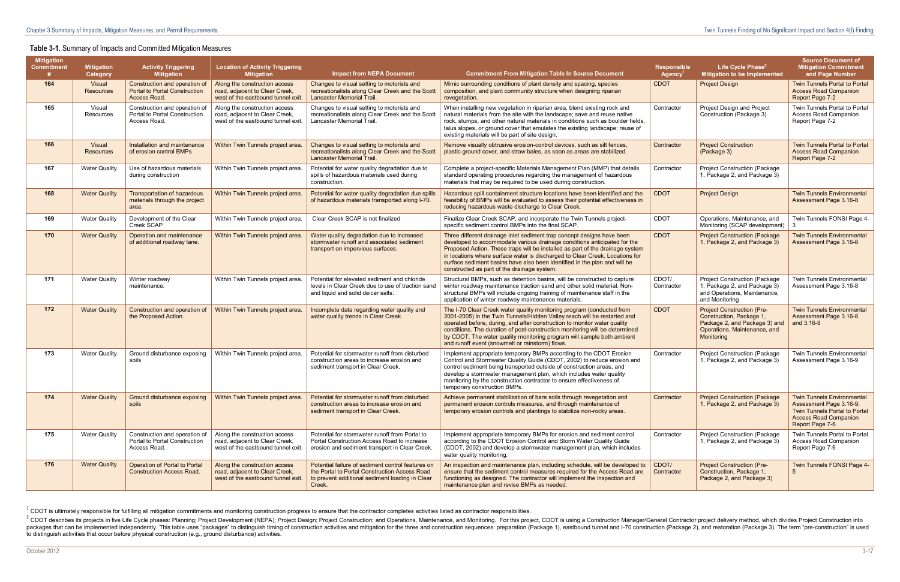**Table 3-1.** Summary of Impacts and Committed Mitigation Measures

| Mitigation Commitment # | Mitigation Category | Activity Triggering Mitigation | Location of Activity Triggering Mitigation | Impact from NEPA Document | Commitment From Mitigation Table In Source Document | Responsible Agency[1] | Life Cycle Phase[2] Mitigation to be Implemented | Source Document of Mitigation Commitment and Page Number |
|---|---|---|---|---|---|---|---|---|
| 164 | Visual Resources | Construction and operation of Portal to Portal Construction Access Road. | Along the construction access road, adjacent to Clear Creek, west of the eastbound tunnel exit. | Changes to visual setting to motorists and recreationalists along Clear Creek and the Scott Lancaster Memorial Trail. | Mimic surrounding conditions of plant density and spacing, species composition, and plant community structure when designing riparian revegetation. | CDOT | Project Design | Twin Tunnels Portal to Portal Access Road Companion Report Page 7-2 |
| 165 | Visual Resources | Construction and operation of Portal to Portal Construction Access Road. | Along the construction access road, adjacent to Clear Creek, west of the eastbound tunnel exit. | Changes to visual setting to motorists and recreationalists along Clear Creek and the Scott Lancaster Memorial Trail. | When installing new vegetation in riparian area, blend existing rock and natural materials from the site with the landscape; save and reuse native rock, stumps, and other natural materials in conditions such as boulder fields, talus slopes, or ground cover that emulates the existing landscape; reuse of existing materials will be part of site design. | Contractor | Project Design and Project Construction (Package 3) | Twin Tunnels Portal to Portal Access Road Companion Report Page 7-2 |
| 166 | Visual Resources | Installation and maintenance of erosion control BMPs | Within Twin Tunnels project area. | Changes to visual setting to motorists and recreationalists along Clear Creek and the Scott Lancaster Memorial Trail. | Remove visually obtrusive erosion-control devices, such as silt fences, plastic ground cover, and straw bales, as soon as areas are stabilized. | Contractor | Project Construction (Package 3) | Twin Tunnels Portal to Portal Access Road Companion Report Page 7-2 |
| 167 | Water Quality | Use of hazardous materials during construction | Within Twin Tunnels project area. | Potential for water quality degradation due to spills of hazardous materials used during construction. | Complete a project-specific Materials Management Plan (MMP) that details standard operating procedures regarding the management of hazardous materials that may be required to be used during construction. | Contractor | Project Construction (Package 1, Package 2, and Package 3) | |
| 168 | Water Quality | Transportation of hazardous materials through the project area. | Within Twin Tunnels project area. | Potential for water quality degradation due spills of hazardous materials transported along I-70. | Hazardous spill containment structure locations have been identified and the feasibility of BMPs will be evaluated to assess their potential effectiveness in reducing hazardous waste discharge to Clear Creek. | CDOT | Project Design | Twin Tunnels Environmental Assessment Page 3.16-8 |
| 169 | Water Quality | Development of the Clear Creek SCAP | Within Twin Tunnels project area. | Clear Creek SCAP is not finalized | Finalize Clear Creek SCAP, and incorporate the Twin Tunnels project-specific sediment control BMPs into the final SCAP. | CDOT | Operations, Maintenance, and Monitoring (SCAP development) | Twin Tunnels FONSI Page 4-3 |
| 170 | Water Quality | Operation and maintenance of additional roadway lane. | Within Twin Tunnels project area. | Water quality degradation due to increased stormwater runoff and associated sediment transport on impervious surfaces. | Three different drainage inlet sediment trap concept designs have been developed to accommodate various drainage conditions anticipated for the Proposed Action. These traps will be installed as part of the drainage system in locations where surface water is discharged to Clear Creek. Locations for surface sediment basins have also been identified in the plan and will be constructed as part of the drainage system. | CDOT | Project Construction (Package 1, Package 2, and Package 3) | Twin Tunnels Environmental Assessment Page 3.16-8 |
| 171 | Water Quality | Winter roadway maintenance. | Within Twin Tunnels project area. | Potential for elevated sediment and chloride levels in Clear Creek due to use of traction sand and liquid and solid deicer salts. | Structural BMPs, such as detention basins, will be constructed to capture winter roadway maintenance traction sand and other solid material. Non-structural BMPs will include ongoing training of maintenance staff in the application of winter roadway maintenance materials. | CDOT/ Contractor | Project Construction (Package 1, Package 2, and Package 3) and Operations, Maintenance, and Monitoring | Twin Tunnels Environmental Assessment Page 3.16-8 |
| 172 | Water Quality | Construction and operation of the Proposed Action. | Within Twin Tunnels project area. | Incomplete data regarding water quality and water quality trends in Clear Creek. | The I-70 Clear Creek water quality monitoring program (conducted from 2001-2005) in the Twin Tunnels/Hidden Valley reach will be restarted and operated before, during, and after construction to monitor water quality conditions. The duration of post-construction monitoring will be determined by CDOT. The water quality monitoring program will sample both ambient and runoff event (snowmelt or rainstorm) flows. | CDOT | Project Construction (Pre-Construction, Package 1, Package 2, and Package 3) and Operations, Maintenance, and Monitoring | Twin Tunnels Environmental Assessment Page 3.16-8 and 3.16-9 |
| 173 | Water Quality | Ground disturbance exposing soils | Within Twin Tunnels project area. | Potential for stormwater runoff from disturbed construction areas to increase erosion and sediment transport in Clear Creek. | Implement appropriate temporary BMPs according to the CDOT Erosion Control and Stormwater Quality Guide (CDOT, 2002) to reduce erosion and control sediment being transported outside of construction areas, and develop a stormwater management plan, which includes water quality monitoring by the construction contractor to ensure effectiveness of temporary construction BMPs. | Contractor | Project Construction (Package 1, Package 2, and Package 3) | Twin Tunnels Environmental Assessment Page 3.16-9 |
| 174 | Water Quality | Ground disturbance exposing soils | Within Twin Tunnels project area. | Potential for stormwater runoff from disturbed construction areas to increase erosion and sediment transport in Clear Creek. | Achieve permanent stabilization of bare soils through revegetation and permanent erosion controls measures, and through maintenance of temporary erosion controls and plantings to stabilize non-rocky areas. | Contractor | Project Construction (Package 1, Package 2, and Package 3) | Twin Tunnels Environmental Assessment Page 3.16-9; Twin Tunnels Portal to Portal Access Road Companion Report Page 7-6 |
| 175 | Water Quality | Construction and operation of Portal to Portal Construction Access Road. | Along the construction access road, adjacent to Clear Creek, west of the eastbound tunnel exit. | Potential for stormwater runoff from Portal to Portal Construction Access Road to increase erosion and sediment transport in Clear Creek. | Implement appropriate temporary BMPs for erosion and sediment control according to the CDOT Erosion Control and Storm Water Quality Guide (CDOT, 2002) and develop a stormwater management plan, which includes water quality monitoring. | Contractor | Project Construction (Package 1, Package 2, and Package 3) | Twin Tunnels Portal to Portal Access Road Companion Report Page 7-6 |
| 176 | Water Quality | Operation of Portal to Portal Construction Access Road. | Along the construction access road, adjacent to Clear Creek, west of the eastbound tunnel exit. | Potential failure of sediment control features on the Portal to Portal Construction Access Road to prevent additional sediment loading in Clear Creek. | An inspection and maintenance plan, including schedule, will be developed to ensure that the sediment control measures required for the Access Road are functioning as designed. The contractor will implement the inspection and maintenance plan and revise BMPs as needed. | CDOT/ Contractor | Project Construction (Pre-Construction, Package 1, Package 2, and Package 3) | Twin Tunnels FONSI Page 4-5 |

[1] CDOT is ultimately responsible for fulfilling all mitigation commitments and monitoring construction progress to ensure that the contractor completes activities listed as contractor responsibilities.

[2] CDOT describes its projects in five Life Cycle phases: Planning; Project Development (NEPA); Project Design; Project Construction; and Operations, Maintenance, and Monitoring. For this project, CDOT is using a Construction Manager/General Contractor project delivery method, which divides Project Construction into packages that can be implemented independently. This table uses "packages" to distinguish timing of construction activities and mitigation for the three and construction sequences: preparation (Package 1), eastbound tunnel and I-70 construction (Package 2), and restoration (Package 3). The term "pre-construction" is used to distinguish activities that occur before physical construction (e.g., ground disturbance) activities.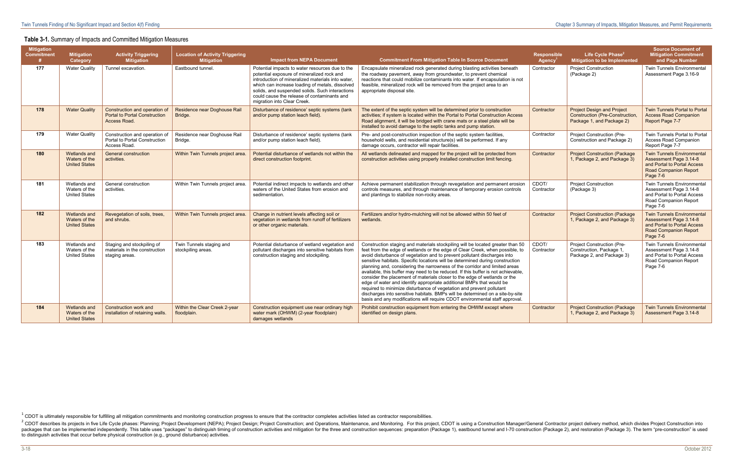**Table 3-1.** Summary of Impacts and Committed Mitigation Measures

| Mitigation Commitment # | Mitigation Category | Activity Triggering Mitigation | Location of Activity Triggering Mitigation | Impact from NEPA Document | Commitment From Mitigation Table In Source Document | Responsible Agency[1] | Life Cycle Phase[2] Mitigation to be Implemented | Source Document of Mitigation Commitment and Page Number |
|---|---|---|---|---|---|---|---|---|
| 177 | Water Quality | Tunnel excavation. | Eastbound tunnel. | Potential impacts to water resources due to the potential exposure of mineralized rock and introduction of mineralized materials into water, which can increase loading of metals, dissolved solids, and suspended solids. Such interactions could cause the release of contaminants and migration into Clear Creek. | Encapsulate mineralized rock generated during blasting activities beneath the roadway pavement, away from groundwater, to prevent chemical reactions that could mobilize contaminants into water. If encapsulation is not feasible, mineralized rock will be removed from the project area to an appropriate disposal site. | Contractor | Project Construction (Package 2) | Twin Tunnels Environmental Assessment Page 3.16-9 |
| 178 | Water Quality | Construction and operation of Portal to Portal Construction Access Road. | Residence near Doghouse Rail Bridge. | Disturbance of residence' septic systems (tank and/or pump station leach field). | The extent of the septic system will be determined prior to construction activities; if system is located within the Portal to Portal Construction Access Road alignment, it will be bridged with crane mats or a steel plate will be installed to avoid damage to the septic tanks and pump station. | Contractor | Project Design and Project Construction (Pre-Construction, Package 1, and Package 2) | Twin Tunnels Portal to Portal Access Road Companion Report Page 7-7 |
| 179 | Water Quality | Construction and operation of Portal to Portal Construction Access Road. | Residence near Doghouse Rail Bridge. | Disturbance of residence' septic systems (tank and/or pump station leach field). | Pre- and post-construction inspection of the septic system facilities, household wells, and residential structure(s) will be performed. If any damage occurs, contractor will repair facilities. | Contractor | Project Construction (Pre-Construction and Package 2) | Twin Tunnels Portal to Portal Access Road Companion Report Page 7-7 |
| 180 | Wetlands and Waters of the United States | General construction activities. | Within Twin Tunnels project area. | Potential disturbance of wetlands not within the direct construction footprint. | All wetlands delineated and mapped for the project will be protected from construction activities using properly installed construction limit fencing. | Contractor | Project Construction (Package 1, Package 2, and Package 3) | Twin Tunnels Environmental Assessment Page 3.14-8 and Portal to Portal Access Road Companion Report Page 7-6 |
| 181 | Wetlands and Waters of the United States | General construction activities. | Within Twin Tunnels project area. | Potential indirect impacts to wetlands and other waters of the United States from erosion and sedimentation. | Achieve permanent stabilization through revegetation and permanent erosion controls measures, and through maintenance of temporary erosion controls and plantings to stabilize non-rocky areas. | CDOT/ Contractor | Project Construction (Package 3) | Twin Tunnels Environmental Assessment Page 3.14-8 and Portal to Portal Access Road Companion Report Page 7-6 |
| 182 | Wetlands and Waters of the United States | Revegetation of soils, trees, and shrubs. | Within Twin Tunnels project area. | Change in nutrient levels affecting soil or vegetation in wetlands from runoff of fertilizers or other organic materials. | Fertilizers and/or hydro-mulching will not be allowed within 50 feet of wetlands. | Contractor | Project Construction (Package 1, Package 2, and Package 3) | Twin Tunnels Environmental Assessment Page 3.14-8 and Portal to Portal Access Road Companion Report Page 7-6 |
| 183 | Wetlands and Waters of the United States | Staging and stockpiling of materials in the construction staging areas. | Twin Tunnels staging and stockpiling areas. | Potential disturbance of wetland vegetation and pollutant discharges into sensitive habitats from construction staging and stockpiling. | Construction staging and materials stockpiling will be located greater than 50 feet from the edge of wetlands or the edge of Clear Creek, when possible, to avoid disturbance of vegetation and to prevent pollutant discharges into sensitive habitats. Specific locations will be determined during construction planning and, considering the narrowness of the corridor and limited areas available, this buffer may need to be reduced. If this buffer is not achievable, consider the placement of materials closer to the edge of wetlands or the edge of water and identify appropriate additional BMPs that would be required to minimize disturbance of vegetation and prevent pollutant discharges into sensitive habitats. BMPs will be determined on a site-by-site basis and any modifications will require CDOT environmental staff approval. | CDOT/ Contractor | Project Construction (Pre-Construction, Package 1, Package 2, and Package 3) | Twin Tunnels Environmental Assessment Page 3.14-8 and Portal to Portal Access Road Companion Report Page 7-6 |
| 184 | Wetlands and Waters of the United States | Construction work and installation of retaining walls. | Within the Clear Creek 2-year floodplain. | Construction equipment use near ordinary high water mark (OHWM) (2-year floodplain) damages wetlands | Prohibit construction equipment from entering the OHWM except where identified on design plans. | Contractor | Project Construction (Package 1, Package 2, and Package 3) | Twin Tunnels Environmental Assessment Page 3.14-8 |

[1] CDOT is ultimately responsible for fulfilling all mitigation commitments and monitoring construction progress to ensure that the contractor completes activities listed as contractor responsibilities.

[2] CDOT describes its projects in five Life Cycle phases: Planning; Project Development (NEPA); Project Design; Project Construction; and Operations, Maintenance, and Monitoring. For this project, CDOT is using a Construction Manager/General Contractor project delivery method, which divides Project Construction into packages that can be implemented independently. This table uses "packages" to distinguish timing of construction activities and mitigation for the three and construction sequences: preparation (Package 1), eastbound tunnel and I-70 construction (Package 2), and restoration (Package 3). The term "pre-construction" is used to distinguish activities that occur before physical construction (e.g., ground disturbance) activities.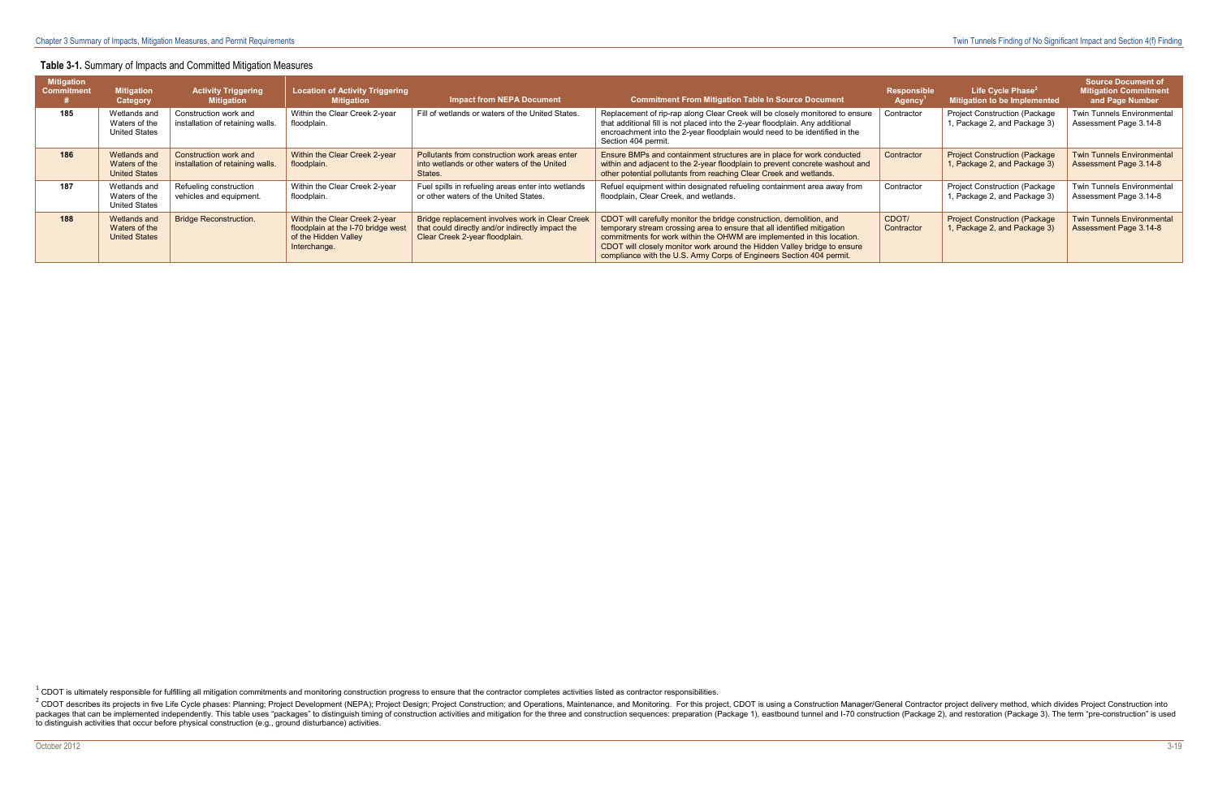**Table 3-1.** Summary of Impacts and Committed Mitigation Measures

| Mitigation Commitment # | Mitigation Category | Activity Triggering Mitigation | Location of Activity Triggering Mitigation | Impact from NEPA Document | Commitment From Mitigation Table In Source Document | Responsible Agency[1] | Life Cycle Phase[2] Mitigation to be Implemented | Source Document of Mitigation Commitment and Page Number |
|---|---|---|---|---|---|---|---|---|
| 185 | Wetlands and Waters of the United States | Construction work and installation of retaining walls. | Within the Clear Creek 2-year floodplain. | Fill of wetlands or waters of the United States. | Replacement of rip-rap along Clear Creek will be closely monitored to ensure that additional fill is not placed into the 2-year floodplain. Any additional encroachment into the 2-year floodplain would need to be identified in the Section 404 permit. | Contractor | Project Construction (Package 1, Package 2, and Package 3) | Twin Tunnels Environmental Assessment Page 3.14-8 |
| 186 | Wetlands and Waters of the United States | Construction work and installation of retaining walls. | Within the Clear Creek 2-year floodplain. | Pollutants from construction work areas enter into wetlands or other waters of the United States. | Ensure BMPs and containment structures are in place for work conducted within and adjacent to the 2-year floodplain to prevent concrete washout and other potential pollutants from reaching Clear Creek and wetlands. | Contractor | Project Construction (Package 1, Package 2, and Package 3) | Twin Tunnels Environmental Assessment Page 3.14-8 |
| 187 | Wetlands and Waters of the United States | Refueling construction vehicles and equipment. | Within the Clear Creek 2-year floodplain. | Fuel spills in refueling areas enter into wetlands or other waters of the United States. | Refuel equipment within designated refueling containment area away from floodplain, Clear Creek, and wetlands. | Contractor | Project Construction (Package 1, Package 2, and Package 3) | Twin Tunnels Environmental Assessment Page 3.14-8 |
| 188 | Wetlands and Waters of the United States | Bridge Reconstruction. | Within the Clear Creek 2-year floodplain at the I-70 bridge west of the Hidden Valley Interchange. | Bridge replacement involves work in Clear Creek that could directly and/or indirectly impact the Clear Creek 2-year floodplain. | CDOT will carefully monitor the bridge construction, demolition, and temporary stream crossing area to ensure that all identified mitigation commitments for work within the OHWM are implemented in this location. CDOT will closely monitor work around the Hidden Valley bridge to ensure compliance with the U.S. Army Corps of Engineers Section 404 permit. | CDOT/ Contractor | Project Construction (Package 1, Package 2, and Package 3) | Twin Tunnels Environmental Assessment Page 3.14-8 |

[1] CDOT is ultimately responsible for fulfilling all mitigation commitments and monitoring construction progress to ensure that the contractor completes activities listed as contractor responsibilities.

[2] CDOT describes its projects in five Life Cycle phases: Planning; Project Development (NEPA); Project Design; Project Construction; and Operations, Maintenance, and Monitoring. For this project, CDOT is using a Construction Manager/General Contractor project delivery method, which divides Project Construction into packages that can be implemented independently. This table uses "packages" to distinguish timing of construction activities and mitigation for the three and construction sequences: preparation (Package 1), eastbound tunnel and I-70 construction (Package 2), and restoration (Package 3). The term "pre-construction" is used to distinguish activities that occur before physical construction (e.g., ground disturbance) activities.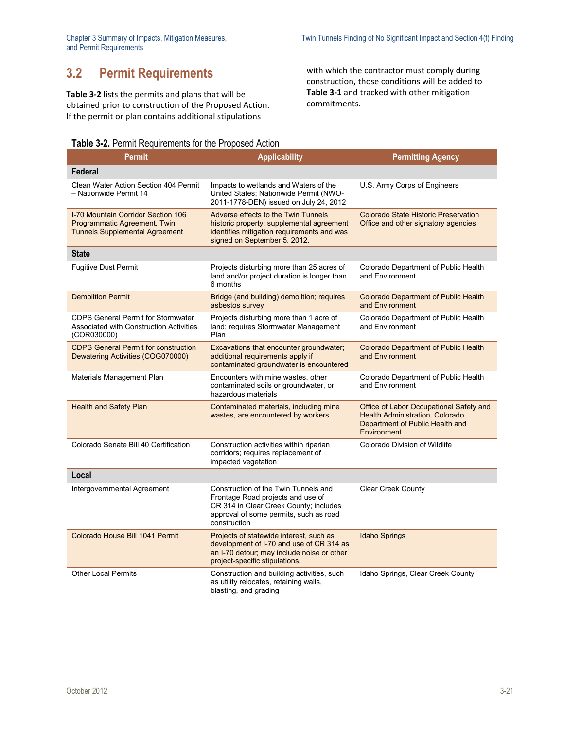## 3.2 Permit Requirements

**Table 3-2** lists the permits and plans that will be obtained prior to construction of the Proposed Action. If the permit or plan contains additional stipulations with which the contractor must comply during construction, those conditions will be added to **Table 3-1** and tracked with other mitigation commitments.

**Table 3-2.** Permit Requirements for the Proposed Action

| Permit | Applicability | Permitting Agency |
|---|---|---|
| **Federal** | | |
| Clean Water Action Section 404 Permit – Nationwide Permit 14 | Impacts to wetlands and Waters of the United States; Nationwide Permit (NWO-2011-1778-DEN) issued on July 24, 2012 | U.S. Army Corps of Engineers |
| I-70 Mountain Corridor Section 106 Programmatic Agreement, Twin Tunnels Supplemental Agreement | Adverse effects to the Twin Tunnels historic property; supplemental agreement identifies mitigation requirements and was signed on September 5, 2012. | Colorado State Historic Preservation Office and other signatory agencies |
| **State** | | |
| Fugitive Dust Permit | Projects disturbing more than 25 acres of land and/or project duration is longer than 6 months | Colorado Department of Public Health and Environment |
| Demolition Permit | Bridge (and building) demolition; requires asbestos survey | Colorado Department of Public Health and Environment |
| CDPS General Permit for Stormwater Associated with Construction Activities (COR030000) | Projects disturbing more than 1 acre of land; requires Stormwater Management Plan | Colorado Department of Public Health and Environment |
| CDPS General Permit for construction Dewatering Activities (COG070000) | Excavations that encounter groundwater; additional requirements apply if contaminated groundwater is encountered | Colorado Department of Public Health and Environment |
| Materials Management Plan | Encounters with mine wastes, other contaminated soils or groundwater, or hazardous materials | Colorado Department of Public Health and Environment |
| Health and Safety Plan | Contaminated materials, including mine wastes, are encountered by workers | Office of Labor Occupational Safety and Health Administration, Colorado Department of Public Health and Environment |
| Colorado Senate Bill 40 Certification | Construction activities within riparian corridors; requires replacement of impacted vegetation | Colorado Division of Wildlife |
| **Local** | | |
| Intergovernmental Agreement | Construction of the Twin Tunnels and Frontage Road projects and use of CR 314 in Clear Creek County; includes approval of some permits, such as road construction | Clear Creek County |
| Colorado House Bill 1041 Permit | Projects of statewide interest, such as development of I-70 and use of CR 314 as an I-70 detour; may include noise or other project-specific stipulations. | Idaho Springs |
| Other Local Permits | Construction and building activities, such as utility relocates, retaining walls, blasting, and grading | Idaho Springs, Clear Creek County |